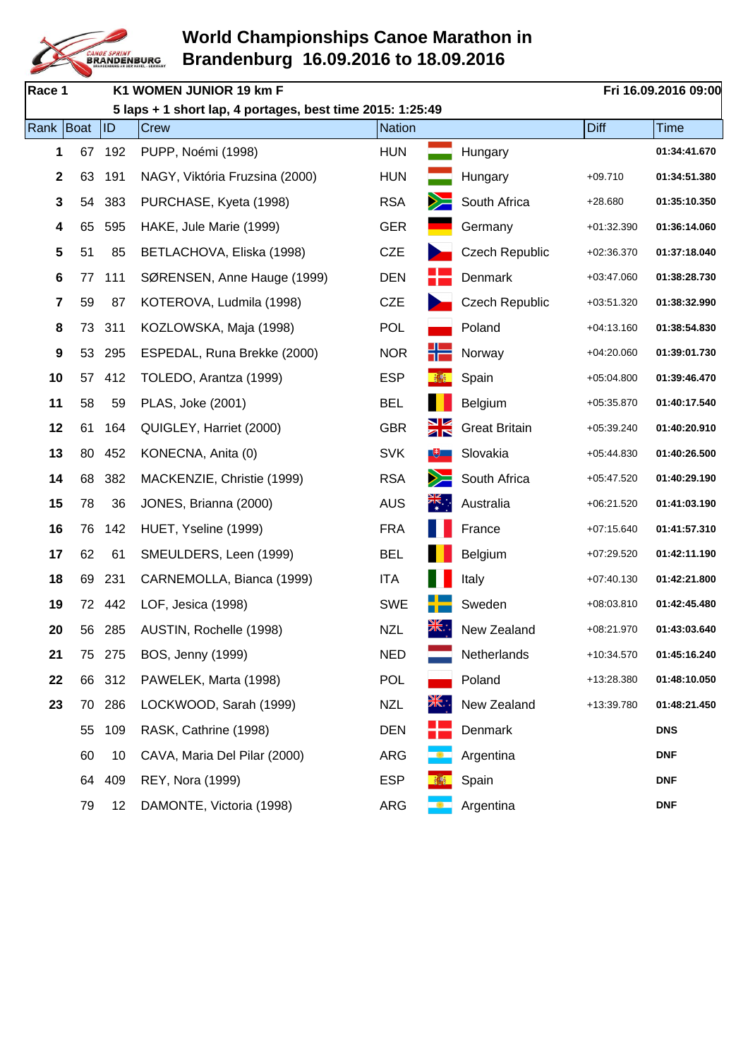# World Championships Canoe Marathon in Brandenburg 16.09.2016 to 18.09.2016

**Race 1** **K1 WOMEN JUNIOR 19 km F** **Fri 16.09.2016 09:00**

**5 laps + 1 short lap, 4 portages, best time 2015: 1:25:49**

| Rank | Boat | ID | Crew | Nation | | Diff | Time |
|---|---|---|---|---|---|---|---|
| 1 | 67 | 192 | PUPP, Noémi (1998) | HUN | Hungary | | 01:34:41.670 |
| 2 | 63 | 191 | NAGY, Viktória Fruzsina (2000) | HUN | Hungary | +09.710 | 01:34:51.380 |
| 3 | 54 | 383 | PURCHASE, Kyeta (1998) | RSA | South Africa | +28.680 | 01:35:10.350 |
| 4 | 65 | 595 | HAKE, Jule Marie (1999) | GER | Germany | +01:32.390 | 01:36:14.060 |
| 5 | 51 | 85 | BETLACHOVA, Eliska (1998) | CZE | Czech Republic | +02:36.370 | 01:37:18.040 |
| 6 | 77 | 111 | SØRENSEN, Anne Hauge (1999) | DEN | Denmark | +03:47.060 | 01:38:28.730 |
| 7 | 59 | 87 | KOTEROVA, Ludmila (1998) | CZE | Czech Republic | +03:51.320 | 01:38:32.990 |
| 8 | 73 | 311 | KOZLOWSKA, Maja (1998) | POL | Poland | +04:13.160 | 01:38:54.830 |
| 9 | 53 | 295 | ESPEDAL, Runa Brekke (2000) | NOR | Norway | +04:20.060 | 01:39:01.730 |
| 10 | 57 | 412 | TOLEDO, Arantza (1999) | ESP | Spain | +05:04.800 | 01:39:46.470 |
| 11 | 58 | 59 | PLAS, Joke (2001) | BEL | Belgium | +05:35.870 | 01:40:17.540 |
| 12 | 61 | 164 | QUIGLEY, Harriet (2000) | GBR | Great Britain | +05:39.240 | 01:40:20.910 |
| 13 | 80 | 452 | KONECNA, Anita (0) | SVK | Slovakia | +05:44.830 | 01:40:26.500 |
| 14 | 68 | 382 | MACKENZIE, Christie (1999) | RSA | South Africa | +05:47.520 | 01:40:29.190 |
| 15 | 78 | 36 | JONES, Brianna (2000) | AUS | Australia | +06:21.520 | 01:41:03.190 |
| 16 | 76 | 142 | HUET, Yseline (1999) | FRA | France | +07:15.640 | 01:41:57.310 |
| 17 | 62 | 61 | SMEULDERS, Leen (1999) | BEL | Belgium | +07:29.520 | 01:42:11.190 |
| 18 | 69 | 231 | CARNEMOLLA, Bianca (1999) | ITA | Italy | +07:40.130 | 01:42:21.800 |
| 19 | 72 | 442 | LOF, Jesica (1998) | SWE | Sweden | +08:03.810 | 01:42:45.480 |
| 20 | 56 | 285 | AUSTIN, Rochelle (1998) | NZL | New Zealand | +08:21.970 | 01:43:03.640 |
| 21 | 75 | 275 | BOS, Jenny (1999) | NED | Netherlands | +10:34.570 | 01:45:16.240 |
| 22 | 66 | 312 | PAWELEK, Marta (1998) | POL | Poland | +13:28.380 | 01:48:10.050 |
| 23 | 70 | 286 | LOCKWOOD, Sarah (1999) | NZL | New Zealand | +13:39.780 | 01:48:21.450 |
| | 55 | 109 | RASK, Cathrine (1998) | DEN | Denmark | | DNS |
| | 60 | 10 | CAVA, Maria Del Pilar (2000) | ARG | Argentina | | DNF |
| | 64 | 409 | REY, Nora (1999) | ESP | Spain | | DNF |
| | 79 | 12 | DAMONTE, Victoria (1998) | ARG | Argentina | | DNF |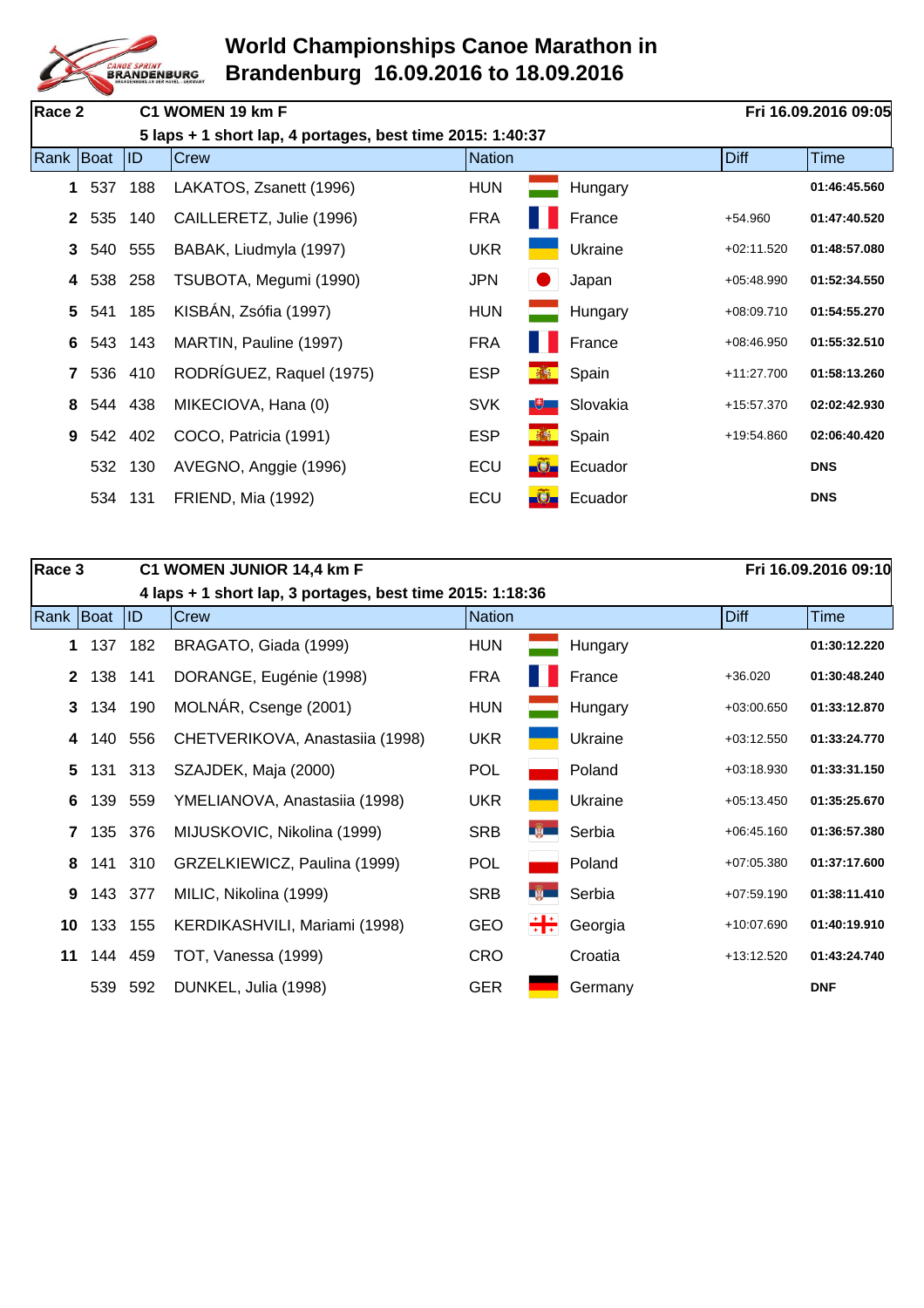# World Championships Canoe Marathon in Brandenburg 16.09.2016 to 18.09.2016

**Race 2** — **C1 WOMEN 19 km F** — **Fri 16.09.2016 09:05**

**5 laps + 1 short lap, 4 portages, best time 2015: 1:40:37**

| Rank | Boat | ID | Crew | Nation | | Diff | Time |
|---|---|---|---|---|---|---|---|
| **1** | 537 | 188 | LAKATOS, Zsanett (1996) | HUN | Hungary | | **01:46:45.560** |
| **2** | 535 | 140 | CAILLERETZ, Julie (1996) | FRA | France | +54.960 | **01:47:40.520** |
| **3** | 540 | 555 | BABAK, Liudmyla (1997) | UKR | Ukraine | +02:11.520 | **01:48:57.080** |
| **4** | 538 | 258 | TSUBOTA, Megumi (1990) | JPN | Japan | +05:48.990 | **01:52:34.550** |
| **5** | 541 | 185 | KISBÁN, Zsófia (1997) | HUN | Hungary | +08:09.710 | **01:54:55.270** |
| **6** | 543 | 143 | MARTIN, Pauline (1997) | FRA | France | +08:46.950 | **01:55:32.510** |
| **7** | 536 | 410 | RODRÍGUEZ, Raquel (1975) | ESP | Spain | +11:27.700 | **01:58:13.260** |
| **8** | 544 | 438 | MIKECIOVA, Hana (0) | SVK | Slovakia | +15:57.370 | **02:02:42.930** |
| **9** | 542 | 402 | COCO, Patricia (1991) | ESP | Spain | +19:54.860 | **02:06:40.420** |
| | 532 | 130 | AVEGNO, Anggie (1996) | ECU | Ecuador | | **DNS** |
| | 534 | 131 | FRIEND, Mia (1992) | ECU | Ecuador | | **DNS** |

**Race 3** — **C1 WOMEN JUNIOR 14,4 km F** — **Fri 16.09.2016 09:10**

**4 laps + 1 short lap, 3 portages, best time 2015: 1:18:36**

| Rank | Boat | ID | Crew | Nation | | Diff | Time |
|---|---|---|---|---|---|---|---|
| **1** | 137 | 182 | BRAGATO, Giada (1999) | HUN | Hungary | | **01:30:12.220** |
| **2** | 138 | 141 | DORANGE, Eugénie (1998) | FRA | France | +36.020 | **01:30:48.240** |
| **3** | 134 | 190 | MOLNÁR, Csenge (2001) | HUN | Hungary | +03:00.650 | **01:33:12.870** |
| **4** | 140 | 556 | CHETVERIKOVA, Anastasiia (1998) | UKR | Ukraine | +03:12.550 | **01:33:24.770** |
| **5** | 131 | 313 | SZAJDEK, Maja (2000) | POL | Poland | +03:18.930 | **01:33:31.150** |
| **6** | 139 | 559 | YMELIANOVA, Anastasiia (1998) | UKR | Ukraine | +05:13.450 | **01:35:25.670** |
| **7** | 135 | 376 | MIJUSKOVIC, Nikolina (1999) | SRB | Serbia | +06:45.160 | **01:36:57.380** |
| **8** | 141 | 310 | GRZELKIEWICZ, Paulina (1999) | POL | Poland | +07:05.380 | **01:37:17.600** |
| **9** | 143 | 377 | MILIC, Nikolina (1999) | SRB | Serbia | +07:59.190 | **01:38:11.410** |
| **10** | 133 | 155 | KERDIKASHVILI, Mariami (1998) | GEO | Georgia | +10:07.690 | **01:40:19.910** |
| **11** | 144 | 459 | TOT, Vanessa (1999) | CRO | Croatia | +13:12.520 | **01:43:24.740** |
| | 539 | 592 | DUNKEL, Julia (1998) | GER | Germany | | **DNF** |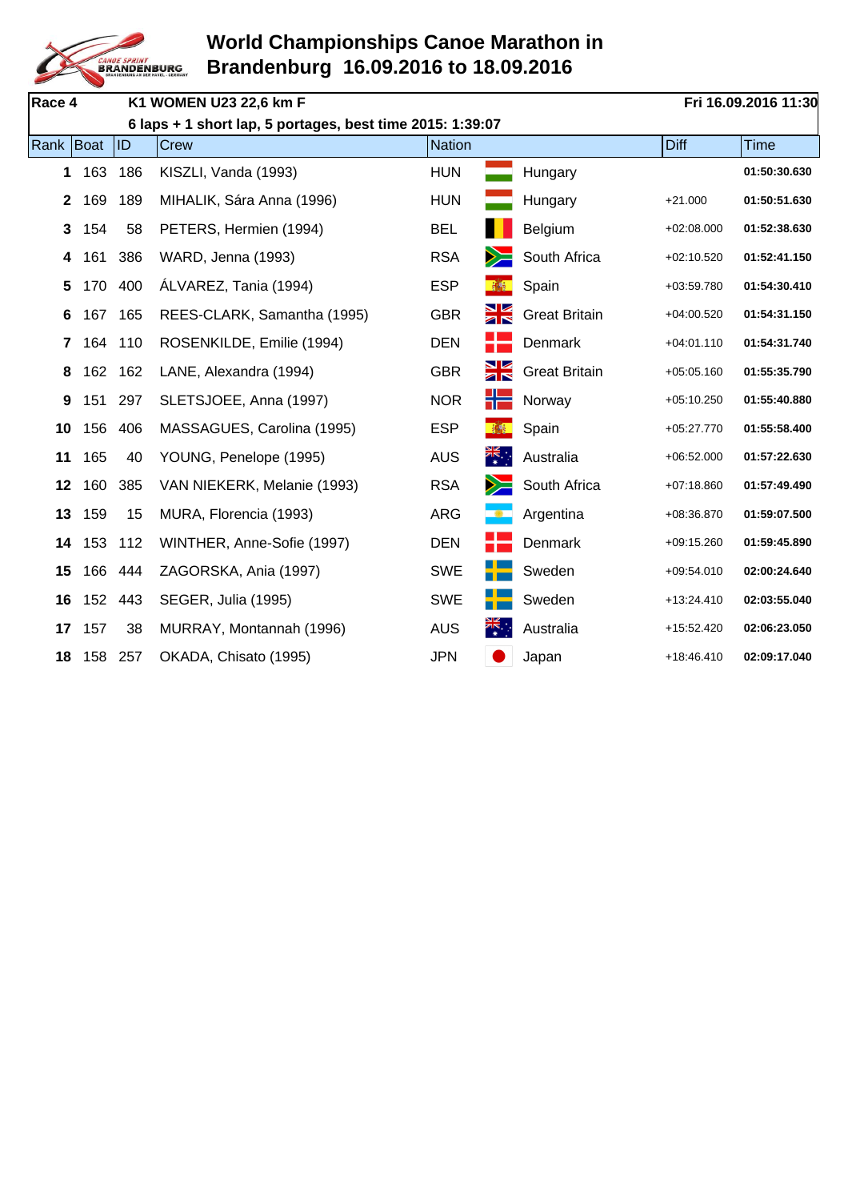# World Championships Canoe Marathon in Brandenburg 16.09.2016 to 18.09.2016

**Race 4** **K1 WOMEN U23 22,6 km F** **Fri 16.09.2016 11:30**

**6 laps + 1 short lap, 5 portages, best time 2015: 1:39:07**

| Rank | Boat | ID | Crew | Nation | | Diff | Time |
|---|---|---|---|---|---|---|---|
| **1** | 163 | 186 | KISZLI, Vanda (1993) | HUN | Hungary | | **01:50:30.630** |
| **2** | 169 | 189 | MIHALIK, Sára Anna (1996) | HUN | Hungary | +21.000 | **01:50:51.630** |
| **3** | 154 | 58 | PETERS, Hermien (1994) | BEL | Belgium | +02:08.000 | **01:52:38.630** |
| **4** | 161 | 386 | WARD, Jenna (1993) | RSA | South Africa | +02:10.520 | **01:52:41.150** |
| **5** | 170 | 400 | ÁLVAREZ, Tania (1994) | ESP | Spain | +03:59.780 | **01:54:30.410** |
| **6** | 167 | 165 | REES-CLARK, Samantha (1995) | GBR | Great Britain | +04:00.520 | **01:54:31.150** |
| **7** | 164 | 110 | ROSENKILDE, Emilie (1994) | DEN | Denmark | +04:01.110 | **01:54:31.740** |
| **8** | 162 | 162 | LANE, Alexandra (1994) | GBR | Great Britain | +05:05.160 | **01:55:35.790** |
| **9** | 151 | 297 | SLETSJOEE, Anna (1997) | NOR | Norway | +05:10.250 | **01:55:40.880** |
| **10** | 156 | 406 | MASSAGUES, Carolina (1995) | ESP | Spain | +05:27.770 | **01:55:58.400** |
| **11** | 165 | 40 | YOUNG, Penelope (1995) | AUS | Australia | +06:52.000 | **01:57:22.630** |
| **12** | 160 | 385 | VAN NIEKERK, Melanie (1993) | RSA | South Africa | +07:18.860 | **01:57:49.490** |
| **13** | 159 | 15 | MURA, Florencia (1993) | ARG | Argentina | +08:36.870 | **01:59:07.500** |
| **14** | 153 | 112 | WINTHER, Anne-Sofie (1997) | DEN | Denmark | +09:15.260 | **01:59:45.890** |
| **15** | 166 | 444 | ZAGORSKA, Ania (1997) | SWE | Sweden | +09:54.010 | **02:00:24.640** |
| **16** | 152 | 443 | SEGER, Julia (1995) | SWE | Sweden | +13:24.410 | **02:03:55.040** |
| **17** | 157 | 38 | MURRAY, Montannah (1996) | AUS | Australia | +15:52.420 | **02:06:23.050** |
| **18** | 158 | 257 | OKADA, Chisato (1995) | JPN | Japan | +18:46.410 | **02:09:17.040** |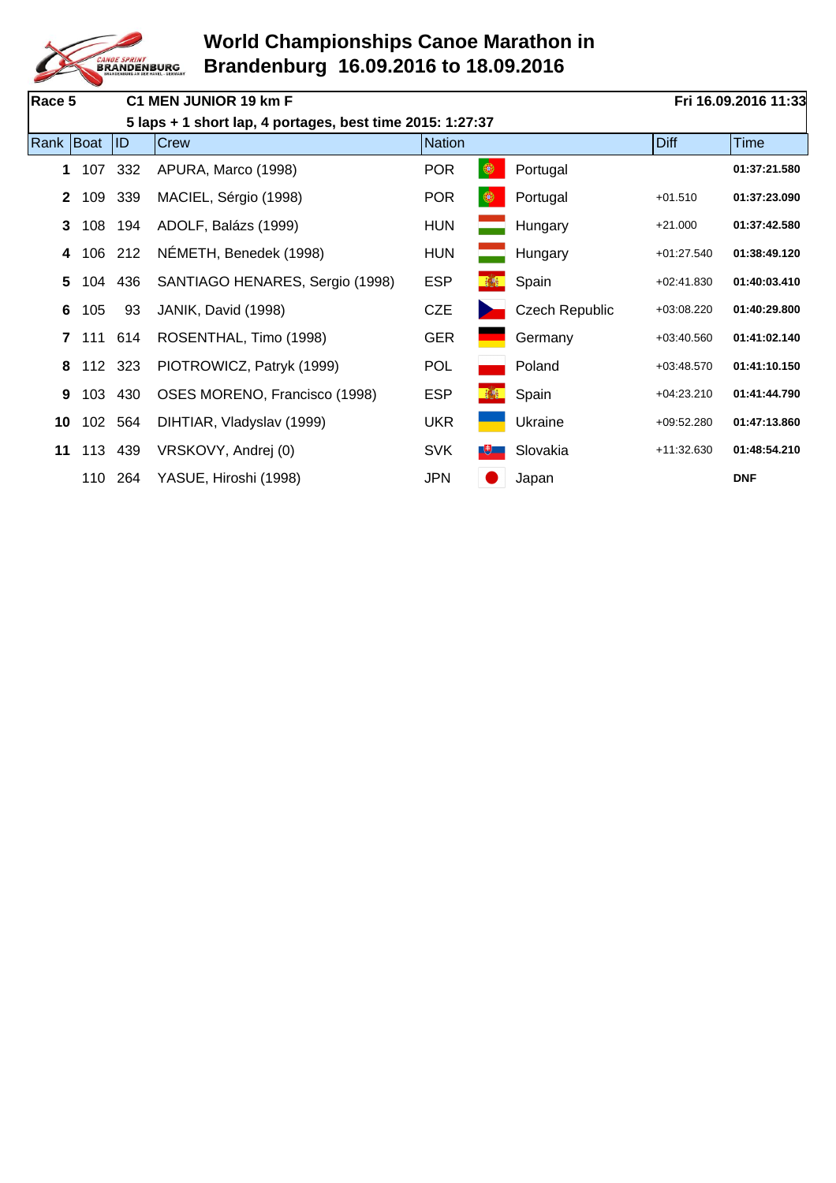# World Championships Canoe Marathon in Brandenburg 16.09.2016 to 18.09.2016

**Race 5** | **C1 MEN JUNIOR 19 km F** | **Fri 16.09.2016 11:33**

**5 laps + 1 short lap, 4 portages, best time 2015: 1:27:37**

| Rank | Boat | ID | Crew | Nation | | Diff | Time |
|---|---|---|---|---|---|---|---|
| **1** | 107 | 332 | APURA, Marco (1998) | POR | Portugal | | **01:37:21.580** |
| **2** | 109 | 339 | MACIEL, Sérgio (1998) | POR | Portugal | +01.510 | **01:37:23.090** |
| **3** | 108 | 194 | ADOLF, Balázs (1999) | HUN | Hungary | +21.000 | **01:37:42.580** |
| **4** | 106 | 212 | NÉMETH, Benedek (1998) | HUN | Hungary | +01:27.540 | **01:38:49.120** |
| **5** | 104 | 436 | SANTIAGO HENARES, Sergio (1998) | ESP | Spain | +02:41.830 | **01:40:03.410** |
| **6** | 105 | 93 | JANIK, David (1998) | CZE | Czech Republic | +03:08.220 | **01:40:29.800** |
| **7** | 111 | 614 | ROSENTHAL, Timo (1998) | GER | Germany | +03:40.560 | **01:41:02.140** |
| **8** | 112 | 323 | PIOTROWICZ, Patryk (1999) | POL | Poland | +03:48.570 | **01:41:10.150** |
| **9** | 103 | 430 | OSES MORENO, Francisco (1998) | ESP | Spain | +04:23.210 | **01:41:44.790** |
| **10** | 102 | 564 | DIHTIAR, Vladyslav (1999) | UKR | Ukraine | +09:52.280 | **01:47:13.860** |
| **11** | 113 | 439 | VRSKOVY, Andrej (0) | SVK | Slovakia | +11:32.630 | **01:48:54.210** |
| | 110 | 264 | YASUE, Hiroshi (1998) | JPN | Japan | | **DNF** |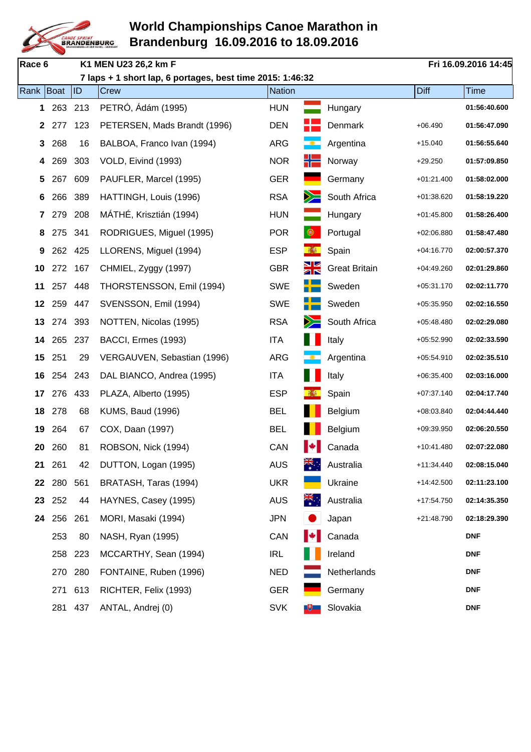# World Championships Canoe Marathon in Brandenburg 16.09.2016 to 18.09.2016

**Race 6** — **K1 MEN U23 26,2 km F** — **Fri 16.09.2016 14:45**

**7 laps + 1 short lap, 6 portages, best time 2015: 1:46:32**

| Rank | Boat | ID | Crew | Nation | | Diff | Time |
|---|---|---|---|---|---|---|---|
| 1 | 263 | 213 | PETRÓ, Ádám (1995) | HUN | Hungary | | 01:56:40.600 |
| 2 | 277 | 123 | PETERSEN, Mads Brandt (1996) | DEN | Denmark | +06.490 | 01:56:47.090 |
| 3 | 268 | 16 | BALBOA, Franco Ivan (1994) | ARG | Argentina | +15.040 | 01:56:55.640 |
| 4 | 269 | 303 | VOLD, Eivind (1993) | NOR | Norway | +29.250 | 01:57:09.850 |
| 5 | 267 | 609 | PAUFLER, Marcel (1995) | GER | Germany | +01:21.400 | 01:58:02.000 |
| 6 | 266 | 389 | HATTINGH, Louis (1996) | RSA | South Africa | +01:38.620 | 01:58:19.220 |
| 7 | 279 | 208 | MÁTHÉ, Krisztián (1994) | HUN | Hungary | +01:45.800 | 01:58:26.400 |
| 8 | 275 | 341 | RODRIGUES, Miguel (1995) | POR | Portugal | +02:06.880 | 01:58:47.480 |
| 9 | 262 | 425 | LLORENS, Miguel (1994) | ESP | Spain | +04:16.770 | 02:00:57.370 |
| 10 | 272 | 167 | CHMIEL, Zyggy (1997) | GBR | Great Britain | +04:49.260 | 02:01:29.860 |
| 11 | 257 | 448 | THORSTENSSON, Emil (1994) | SWE | Sweden | +05:31.170 | 02:02:11.770 |
| 12 | 259 | 447 | SVENSSON, Emil (1994) | SWE | Sweden | +05:35.950 | 02:02:16.550 |
| 13 | 274 | 393 | NOTTEN, Nicolas (1995) | RSA | South Africa | +05:48.480 | 02:02:29.080 |
| 14 | 265 | 237 | BACCI, Ermes (1993) | ITA | Italy | +05:52.990 | 02:02:33.590 |
| 15 | 251 | 29 | VERGAUVEN, Sebastian (1996) | ARG | Argentina | +05:54.910 | 02:02:35.510 |
| 16 | 254 | 243 | DAL BIANCO, Andrea (1995) | ITA | Italy | +06:35.400 | 02:03:16.000 |
| 17 | 276 | 433 | PLAZA, Alberto (1995) | ESP | Spain | +07:37.140 | 02:04:17.740 |
| 18 | 278 | 68 | KUMS, Baud (1996) | BEL | Belgium | +08:03.840 | 02:04:44.440 |
| 19 | 264 | 67 | COX, Daan (1997) | BEL | Belgium | +09:39.950 | 02:06:20.550 |
| 20 | 260 | 81 | ROBSON, Nick (1994) | CAN | Canada | +10:41.480 | 02:07:22.080 |
| 21 | 261 | 42 | DUTTON, Logan (1995) | AUS | Australia | +11:34.440 | 02:08:15.040 |
| 22 | 280 | 561 | BRATASH, Taras (1994) | UKR | Ukraine | +14:42.500 | 02:11:23.100 |
| 23 | 252 | 44 | HAYNES, Casey (1995) | AUS | Australia | +17:54.750 | 02:14:35.350 |
| 24 | 256 | 261 | MORI, Masaki (1994) | JPN | Japan | +21:48.790 | 02:18:29.390 |
| | 253 | 80 | NASH, Ryan (1995) | CAN | Canada | | DNF |
| | 258 | 223 | MCCARTHY, Sean (1994) | IRL | Ireland | | DNF |
| | 270 | 280 | FONTAINE, Ruben (1996) | NED | Netherlands | | DNF |
| | 271 | 613 | RICHTER, Felix (1993) | GER | Germany | | DNF |
| | 281 | 437 | ANTAL, Andrej (0) | SVK | Slovakia | | DNF |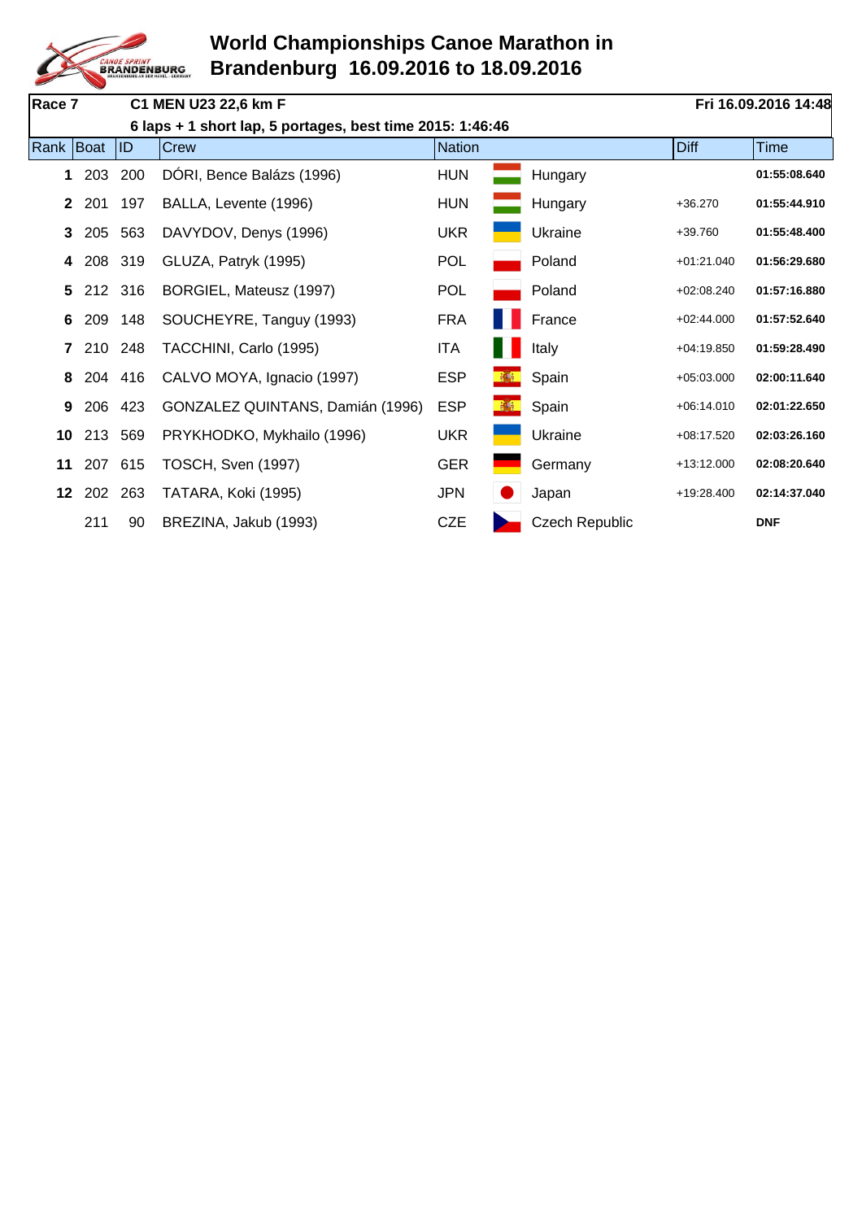# World Championships Canoe Marathon in Brandenburg 16.09.2016 to 18.09.2016

**Race 7** **C1 MEN U23 22,6 km F** **Fri 16.09.2016 14:48**

**6 laps + 1 short lap, 5 portages, best time 2015: 1:46:46**

| Rank | Boat | ID | Crew | Nation | | Diff | Time |
|---|---|---|---|---|---|---|---|
| **1** | 203 | 200 | DÓRI, Bence Balázs (1996) | HUN | Hungary | | **01:55:08.640** |
| **2** | 201 | 197 | BALLA, Levente (1996) | HUN | Hungary | +36.270 | **01:55:44.910** |
| **3** | 205 | 563 | DAVYDOV, Denys (1996) | UKR | Ukraine | +39.760 | **01:55:48.400** |
| **4** | 208 | 319 | GLUZA, Patryk (1995) | POL | Poland | +01:21.040 | **01:56:29.680** |
| **5** | 212 | 316 | BORGIEL, Mateusz (1997) | POL | Poland | +02:08.240 | **01:57:16.880** |
| **6** | 209 | 148 | SOUCHEYRE, Tanguy (1993) | FRA | France | +02:44.000 | **01:57:52.640** |
| **7** | 210 | 248 | TACCHINI, Carlo (1995) | ITA | Italy | +04:19.850 | **01:59:28.490** |
| **8** | 204 | 416 | CALVO MOYA, Ignacio (1997) | ESP | Spain | +05:03.000 | **02:00:11.640** |
| **9** | 206 | 423 | GONZALEZ QUINTANS, Damián (1996) | ESP | Spain | +06:14.010 | **02:01:22.650** |
| **10** | 213 | 569 | PRYKHODKO, Mykhailo (1996) | UKR | Ukraine | +08:17.520 | **02:03:26.160** |
| **11** | 207 | 615 | TOSCH, Sven (1997) | GER | Germany | +13:12.000 | **02:08:20.640** |
| **12** | 202 | 263 | TATARA, Koki (1995) | JPN | Japan | +19:28.400 | **02:14:37.040** |
| | 211 | 90 | BREZINA, Jakub (1993) | CZE | Czech Republic | | **DNF** |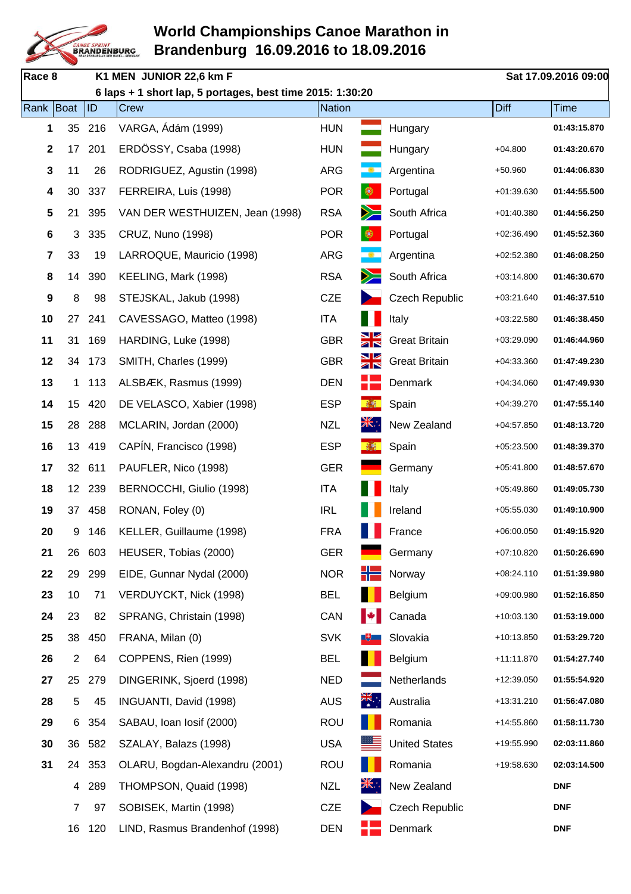# World Championships Canoe Marathon in Brandenburg 16.09.2016 to 18.09.2016

**Race 8** **K1 MEN JUNIOR 22,6 km F** **Sat 17.09.2016 09:00**

**6 laps + 1 short lap, 5 portages, best time 2015: 1:30:20**

| Rank | Boat | ID | Crew | Nation | | Diff | Time |
|---|---|---|---|---|---|---|---|
| 1 | 35 | 216 | VARGA, Ádám (1999) | HUN | Hungary | | 01:43:15.870 |
| 2 | 17 | 201 | ERDÖSSY, Csaba (1998) | HUN | Hungary | +04.800 | 01:43:20.670 |
| 3 | 11 | 26 | RODRIGUEZ, Agustin (1998) | ARG | Argentina | +50.960 | 01:44:06.830 |
| 4 | 30 | 337 | FERREIRA, Luis (1998) | POR | Portugal | +01:39.630 | 01:44:55.500 |
| 5 | 21 | 395 | VAN DER WESTHUIZEN, Jean (1998) | RSA | South Africa | +01:40.380 | 01:44:56.250 |
| 6 | 3 | 335 | CRUZ, Nuno (1998) | POR | Portugal | +02:36.490 | 01:45:52.360 |
| 7 | 33 | 19 | LARROQUE, Mauricio (1998) | ARG | Argentina | +02:52.380 | 01:46:08.250 |
| 8 | 14 | 390 | KEELING, Mark (1998) | RSA | South Africa | +03:14.800 | 01:46:30.670 |
| 9 | 8 | 98 | STEJSKAL, Jakub (1998) | CZE | Czech Republic | +03:21.640 | 01:46:37.510 |
| 10 | 27 | 241 | CAVESSAGO, Matteo (1998) | ITA | Italy | +03:22.580 | 01:46:38.450 |
| 11 | 31 | 169 | HARDING, Luke (1998) | GBR | Great Britain | +03:29.090 | 01:46:44.960 |
| 12 | 34 | 173 | SMITH, Charles (1999) | GBR | Great Britain | +04:33.360 | 01:47:49.230 |
| 13 | 1 | 113 | ALSBÆK, Rasmus (1999) | DEN | Denmark | +04:34.060 | 01:47:49.930 |
| 14 | 15 | 420 | DE VELASCO, Xabier (1998) | ESP | Spain | +04:39.270 | 01:47:55.140 |
| 15 | 28 | 288 | MCLARIN, Jordan (2000) | NZL | New Zealand | +04:57.850 | 01:48:13.720 |
| 16 | 13 | 419 | CAPÍN, Francisco (1998) | ESP | Spain | +05:23.500 | 01:48:39.370 |
| 17 | 32 | 611 | PAUFLER, Nico (1998) | GER | Germany | +05:41.800 | 01:48:57.670 |
| 18 | 12 | 239 | BERNOCCHI, Giulio (1998) | ITA | Italy | +05:49.860 | 01:49:05.730 |
| 19 | 37 | 458 | RONAN, Foley (0) | IRL | Ireland | +05:55.030 | 01:49:10.900 |
| 20 | 9 | 146 | KELLER, Guillaume (1998) | FRA | France | +06:00.050 | 01:49:15.920 |
| 21 | 26 | 603 | HEUSER, Tobias (2000) | GER | Germany | +07:10.820 | 01:50:26.690 |
| 22 | 29 | 299 | EIDE, Gunnar Nydal (2000) | NOR | Norway | +08:24.110 | 01:51:39.980 |
| 23 | 10 | 71 | VERDUYCKT, Nick (1998) | BEL | Belgium | +09:00.980 | 01:52:16.850 |
| 24 | 23 | 82 | SPRANG, Christain (1998) | CAN | Canada | +10:03.130 | 01:53:19.000 |
| 25 | 38 | 450 | FRANA, Milan (0) | SVK | Slovakia | +10:13.850 | 01:53:29.720 |
| 26 | 2 | 64 | COPPENS, Rien (1999) | BEL | Belgium | +11:11.870 | 01:54:27.740 |
| 27 | 25 | 279 | DINGERINK, Sjoerd (1998) | NED | Netherlands | +12:39.050 | 01:55:54.920 |
| 28 | 5 | 45 | INGUANTI, David (1998) | AUS | Australia | +13:31.210 | 01:56:47.080 |
| 29 | 6 | 354 | SABAU, Ioan Iosif (2000) | ROU | Romania | +14:55.860 | 01:58:11.730 |
| 30 | 36 | 582 | SZALAY, Balazs (1998) | USA | United States | +19:55.990 | 02:03:11.860 |
| 31 | 24 | 353 | OLARU, Bogdan-Alexandru (2001) | ROU | Romania | +19:58.630 | 02:03:14.500 |
| | 4 | 289 | THOMPSON, Quaid (1998) | NZL | New Zealand | | DNF |
| | 7 | 97 | SOBISEK, Martin (1998) | CZE | Czech Republic | | DNF |
| | 16 | 120 | LIND, Rasmus Brandenhof (1998) | DEN | Denmark | | DNF |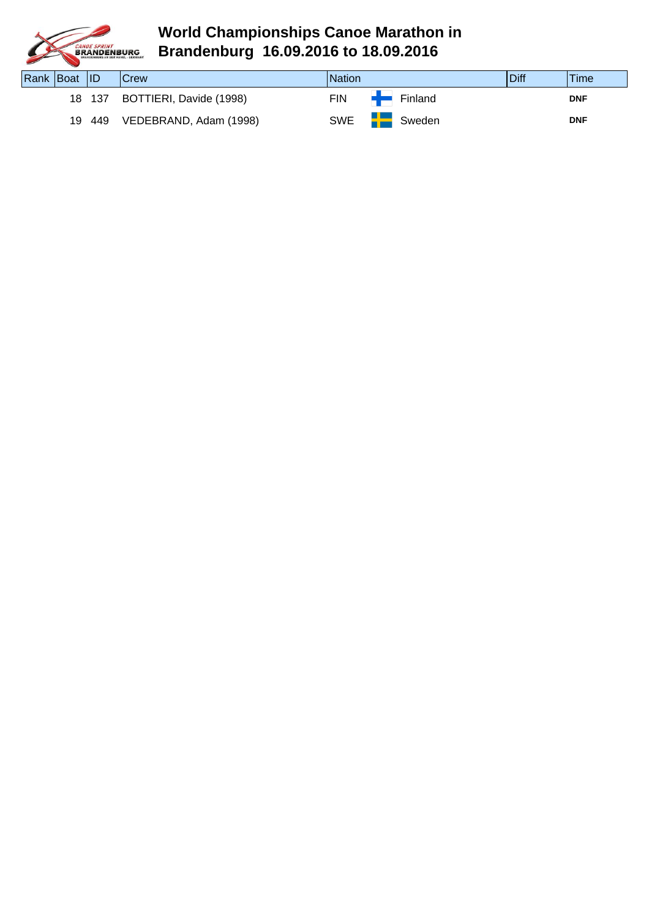# World Championships Canoe Marathon in Brandenburg 16.09.2016 to 18.09.2016

| Rank | Boat | ID | Crew | Nation | | Diff | Time |
|---|---|---|---|---|---|---|---|
| | 18 | 137 | BOTTIERI, Davide (1998) | FIN | Finland | | **DNF** |
| | 19 | 449 | VEDEBRAND, Adam (1998) | SWE | Sweden | | **DNF** |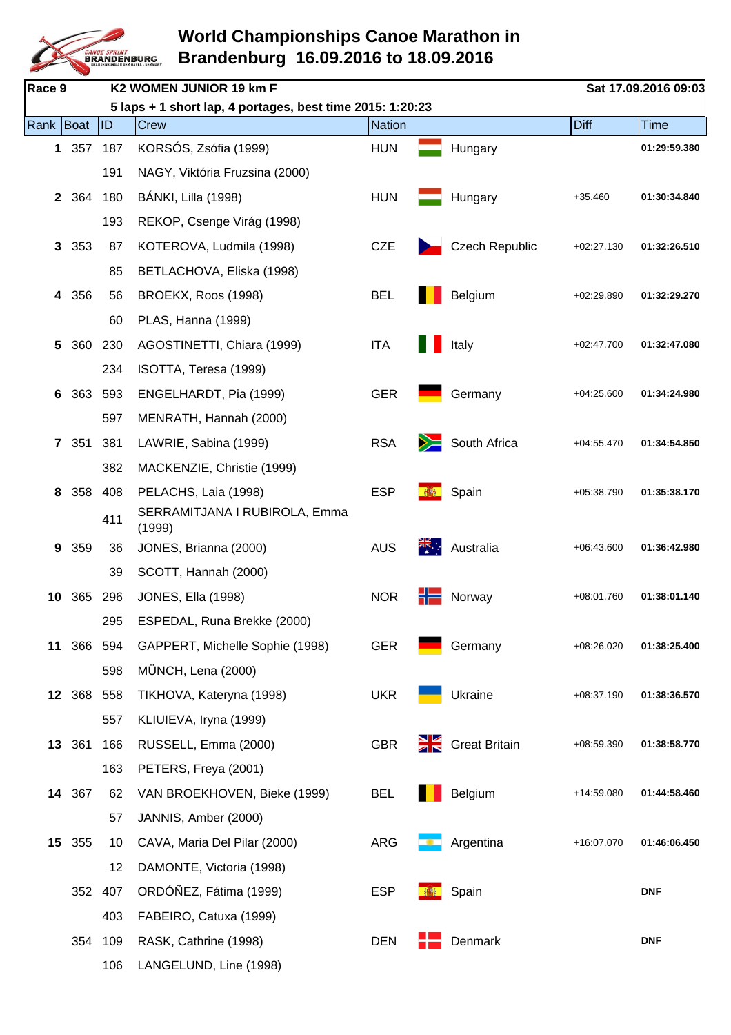# World Championships Canoe Marathon in Brandenburg 16.09.2016 to 18.09.2016

**Race 9** — **K2 WOMEN JUNIOR 19 km F** — **Sat 17.09.2016 09:03**

**5 laps + 1 short lap, 4 portages, best time 2015: 1:20:23**

| Rank | Boat | ID | Crew | Nation | | Diff | Time |
|---|---|---|---|---|---|---|---|
| **1** | 357 | 187 | KORSÓS, Zsófia (1999) | HUN | Hungary | | **01:29:59.380** |
| | | 191 | NAGY, Viktória Fruzsina (2000) | | | | |
| **2** | 364 | 180 | BÁNKI, Lilla (1998) | HUN | Hungary | +35.460 | **01:30:34.840** |
| | | 193 | REKOP, Csenge Virág (1998) | | | | |
| **3** | 353 | 87 | KOTEROVA, Ludmila (1998) | CZE | Czech Republic | +02:27.130 | **01:32:26.510** |
| | | 85 | BETLACHOVA, Eliska (1998) | | | | |
| **4** | 356 | 56 | BROEKX, Roos (1998) | BEL | Belgium | +02:29.890 | **01:32:29.270** |
| | | 60 | PLAS, Hanna (1999) | | | | |
| **5** | 360 | 230 | AGOSTINETTI, Chiara (1999) | ITA | Italy | +02:47.700 | **01:32:47.080** |
| | | 234 | ISOTTA, Teresa (1999) | | | | |
| **6** | 363 | 593 | ENGELHARDT, Pia (1999) | GER | Germany | +04:25.600 | **01:34:24.980** |
| | | 597 | MENRATH, Hannah (2000) | | | | |
| **7** | 351 | 381 | LAWRIE, Sabina (1999) | RSA | South Africa | +04:55.470 | **01:34:54.850** |
| | | 382 | MACKENZIE, Christie (1999) | | | | |
| **8** | 358 | 408 | PELACHS, Laia (1998) | ESP | Spain | +05:38.790 | **01:35:38.170** |
| | | 411 | SERRAMITJANA I RUBIROLA, Emma (1999) | | | | |
| **9** | 359 | 36 | JONES, Brianna (2000) | AUS | Australia | +06:43.600 | **01:36:42.980** |
| | | 39 | SCOTT, Hannah (2000) | | | | |
| **10** | 365 | 296 | JONES, Ella (1998) | NOR | Norway | +08:01.760 | **01:38:01.140** |
| | | 295 | ESPEDAL, Runa Brekke (2000) | | | | |
| **11** | 366 | 594 | GAPPERT, Michelle Sophie (1998) | GER | Germany | +08:26.020 | **01:38:25.400** |
| | | 598 | MÜNCH, Lena (2000) | | | | |
| **12** | 368 | 558 | TIKHOVA, Kateryna (1998) | UKR | Ukraine | +08:37.190 | **01:38:36.570** |
| | | 557 | KLIUIEVA, Iryna (1999) | | | | |
| **13** | 361 | 166 | RUSSELL, Emma (2000) | GBR | Great Britain | +08:59.390 | **01:38:58.770** |
| | | 163 | PETERS, Freya (2001) | | | | |
| **14** | 367 | 62 | VAN BROEKHOVEN, Bieke (1999) | BEL | Belgium | +14:59.080 | **01:44:58.460** |
| | | 57 | JANNIS, Amber (2000) | | | | |
| **15** | 355 | 10 | CAVA, Maria Del Pilar (2000) | ARG | Argentina | +16:07.070 | **01:46:06.450** |
| | | 12 | DAMONTE, Victoria (1998) | | | | |
| | 352 | 407 | ORDÓÑEZ, Fátima (1999) | ESP | Spain | | **DNF** |
| | | 403 | FABEIRO, Catuxa (1999) | | | | |
| | 354 | 109 | RASK, Cathrine (1998) | DEN | Denmark | | **DNF** |
| | | 106 | LANGELUND, Line (1998) | | | | |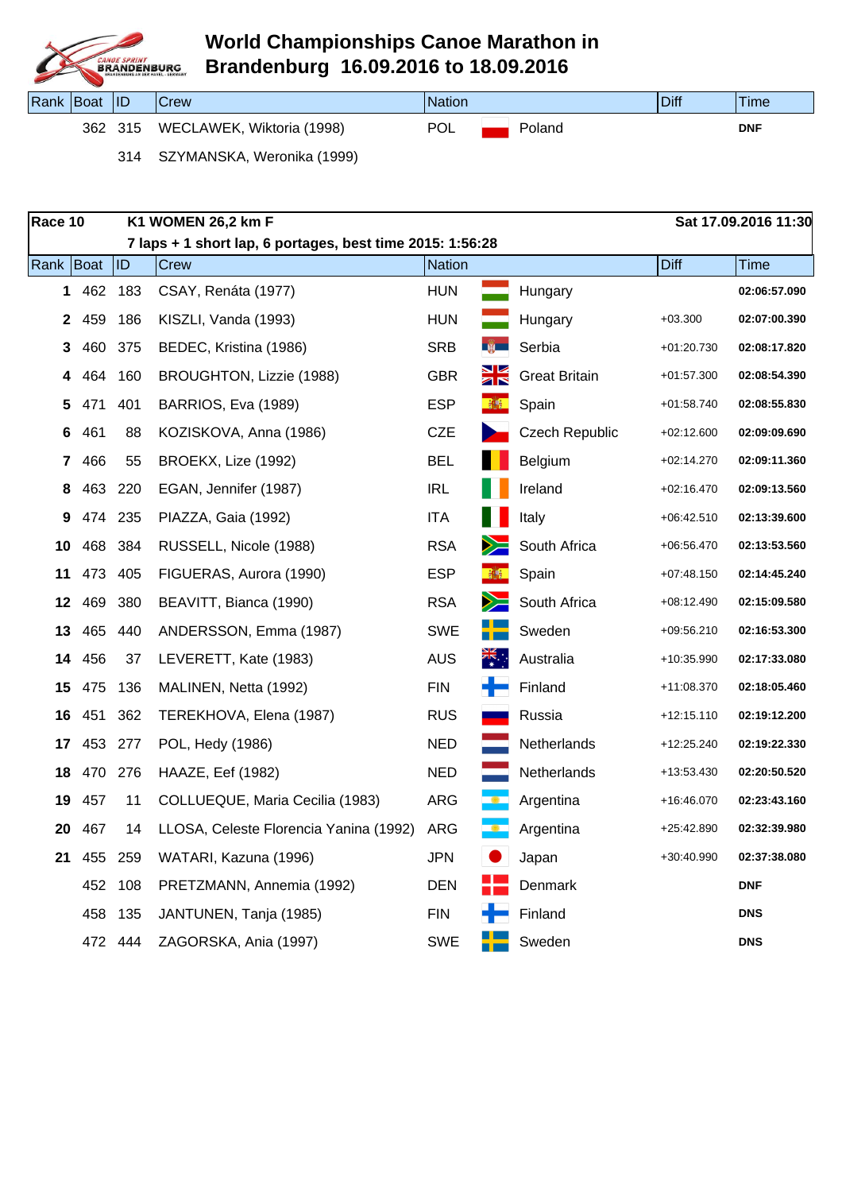# World Championships Canoe Marathon in Brandenburg 16.09.2016 to 18.09.2016

| Rank | Boat | ID | Crew | Nation | | Diff | Time |
|---|---|---|---|---|---|---|---|
| | 362 | 315 | WECLAWEK, Wiktoria (1998) | POL | Poland | | DNF |
| | | 314 | SZYMANSKA, Weronika (1999) | | | | |

**Race 10** | **K1 WOMEN 26,2 km F** | **Sat 17.09.2016 11:30**

**7 laps + 1 short lap, 6 portages, best time 2015: 1:56:28**

| Rank | Boat | ID | Crew | Nation | | Diff | Time |
|---|---|---|---|---|---|---|---|
| **1** | 462 | 183 | CSAY, Renáta (1977) | HUN | Hungary | | **02:06:57.090** |
| **2** | 459 | 186 | KISZLI, Vanda (1993) | HUN | Hungary | +03.300 | **02:07:00.390** |
| **3** | 460 | 375 | BEDEC, Kristina (1986) | SRB | Serbia | +01:20.730 | **02:08:17.820** |
| **4** | 464 | 160 | BROUGHTON, Lizzie (1988) | GBR | Great Britain | +01:57.300 | **02:08:54.390** |
| **5** | 471 | 401 | BARRIOS, Eva (1989) | ESP | Spain | +01:58.740 | **02:08:55.830** |
| **6** | 461 | 88 | KOZISKOVA, Anna (1986) | CZE | Czech Republic | +02:12.600 | **02:09:09.690** |
| **7** | 466 | 55 | BROEKX, Lize (1992) | BEL | Belgium | +02:14.270 | **02:09:11.360** |
| **8** | 463 | 220 | EGAN, Jennifer (1987) | IRL | Ireland | +02:16.470 | **02:09:13.560** |
| **9** | 474 | 235 | PIAZZA, Gaia (1992) | ITA | Italy | +06:42.510 | **02:13:39.600** |
| **10** | 468 | 384 | RUSSELL, Nicole (1988) | RSA | South Africa | +06:56.470 | **02:13:53.560** |
| **11** | 473 | 405 | FIGUERAS, Aurora (1990) | ESP | Spain | +07:48.150 | **02:14:45.240** |
| **12** | 469 | 380 | BEAVITT, Bianca (1990) | RSA | South Africa | +08:12.490 | **02:15:09.580** |
| **13** | 465 | 440 | ANDERSSON, Emma (1987) | SWE | Sweden | +09:56.210 | **02:16:53.300** |
| **14** | 456 | 37 | LEVERETT, Kate (1983) | AUS | Australia | +10:35.990 | **02:17:33.080** |
| **15** | 475 | 136 | MALINEN, Netta (1992) | FIN | Finland | +11:08.370 | **02:18:05.460** |
| **16** | 451 | 362 | TEREKHOVA, Elena (1987) | RUS | Russia | +12:15.110 | **02:19:12.200** |
| **17** | 453 | 277 | POL, Hedy (1986) | NED | Netherlands | +12:25.240 | **02:19:22.330** |
| **18** | 470 | 276 | HAAZE, Eef (1982) | NED | Netherlands | +13:53.430 | **02:20:50.520** |
| **19** | 457 | 11 | COLLUEQUE, Maria Cecilia (1983) | ARG | Argentina | +16:46.070 | **02:23:43.160** |
| **20** | 467 | 14 | LLOSA, Celeste Florencia Yanina (1992) | ARG | Argentina | +25:42.890 | **02:32:39.980** |
| **21** | 455 | 259 | WATARI, Kazuna (1996) | JPN | Japan | +30:40.990 | **02:37:38.080** |
| | 452 | 108 | PRETZMANN, Annemia (1992) | DEN | Denmark | | **DNF** |
| | 458 | 135 | JANTUNEN, Tanja (1985) | FIN | Finland | | **DNS** |
| | 472 | 444 | ZAGORSKA, Ania (1997) | SWE | Sweden | | **DNS** |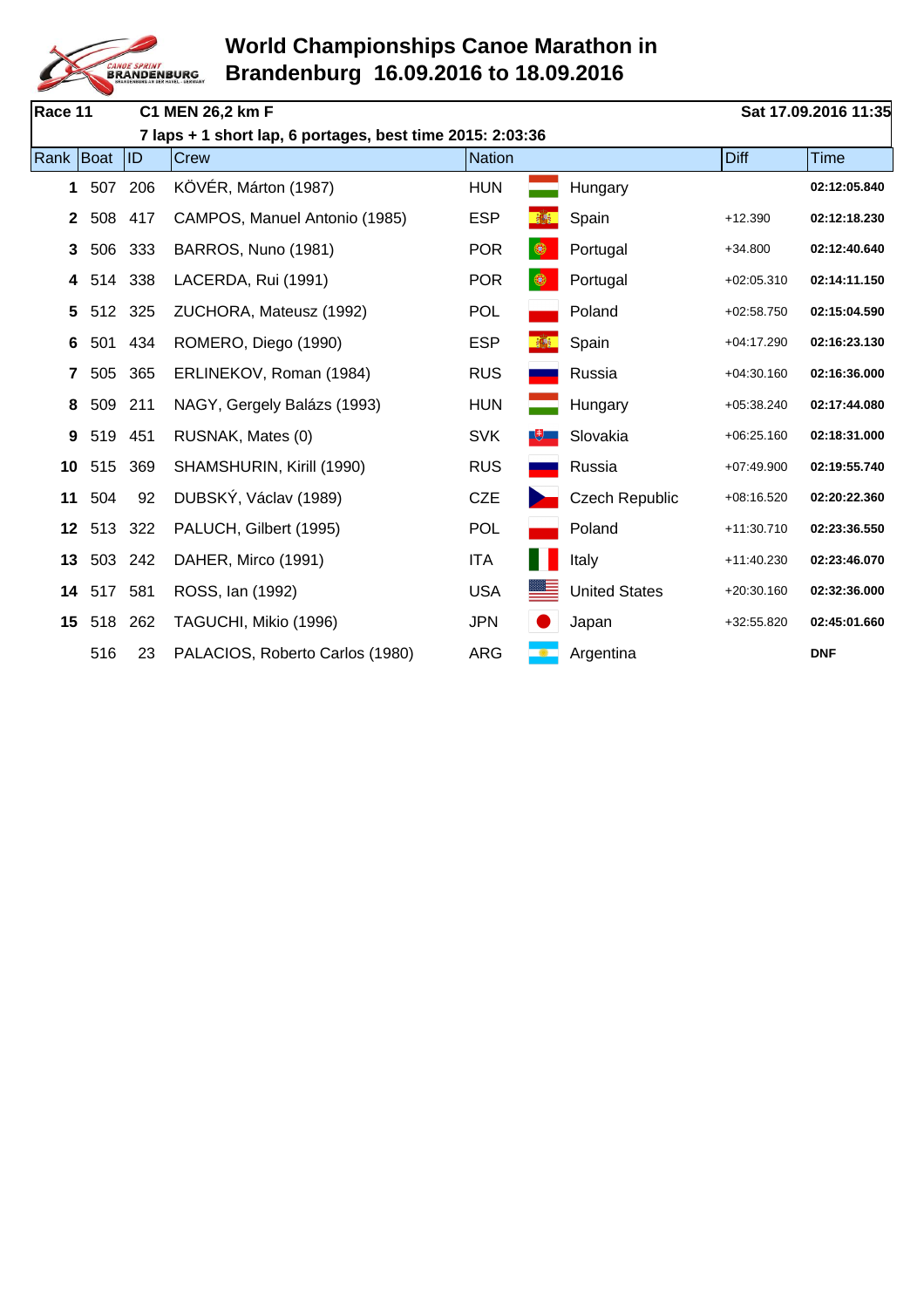# World Championships Canoe Marathon in Brandenburg 16.09.2016 to 18.09.2016

**Race 11** **C1 MEN 26,2 km F** **Sat 17.09.2016 11:35**

**7 laps + 1 short lap, 6 portages, best time 2015: 2:03:36**

| Rank | Boat | ID | Crew | Nation | | Diff | Time |
|---|---|---|---|---|---|---|---|
| **1** | 507 | 206 | KÖVÉR, Márton (1987) | HUN | Hungary | | **02:12:05.840** |
| **2** | 508 | 417 | CAMPOS, Manuel Antonio (1985) | ESP | Spain | +12.390 | **02:12:18.230** |
| **3** | 506 | 333 | BARROS, Nuno (1981) | POR | Portugal | +34.800 | **02:12:40.640** |
| **4** | 514 | 338 | LACERDA, Rui (1991) | POR | Portugal | +02:05.310 | **02:14:11.150** |
| **5** | 512 | 325 | ZUCHORA, Mateusz (1992) | POL | Poland | +02:58.750 | **02:15:04.590** |
| **6** | 501 | 434 | ROMERO, Diego (1990) | ESP | Spain | +04:17.290 | **02:16:23.130** |
| **7** | 505 | 365 | ERLINEKOV, Roman (1984) | RUS | Russia | +04:30.160 | **02:16:36.000** |
| **8** | 509 | 211 | NAGY, Gergely Balázs (1993) | HUN | Hungary | +05:38.240 | **02:17:44.080** |
| **9** | 519 | 451 | RUSNAK, Mates (0) | SVK | Slovakia | +06:25.160 | **02:18:31.000** |
| **10** | 515 | 369 | SHAMSHURIN, Kirill (1990) | RUS | Russia | +07:49.900 | **02:19:55.740** |
| **11** | 504 | 92 | DUBSKÝ, Václav (1989) | CZE | Czech Republic | +08:16.520 | **02:20:22.360** |
| **12** | 513 | 322 | PALUCH, Gilbert (1995) | POL | Poland | +11:30.710 | **02:23:36.550** |
| **13** | 503 | 242 | DAHER, Mirco (1991) | ITA | Italy | +11:40.230 | **02:23:46.070** |
| **14** | 517 | 581 | ROSS, Ian (1992) | USA | United States | +20:30.160 | **02:32:36.000** |
| **15** | 518 | 262 | TAGUCHI, Mikio (1996) | JPN | Japan | +32:55.820 | **02:45:01.660** |
| | 516 | 23 | PALACIOS, Roberto Carlos (1980) | ARG | Argentina | | **DNF** |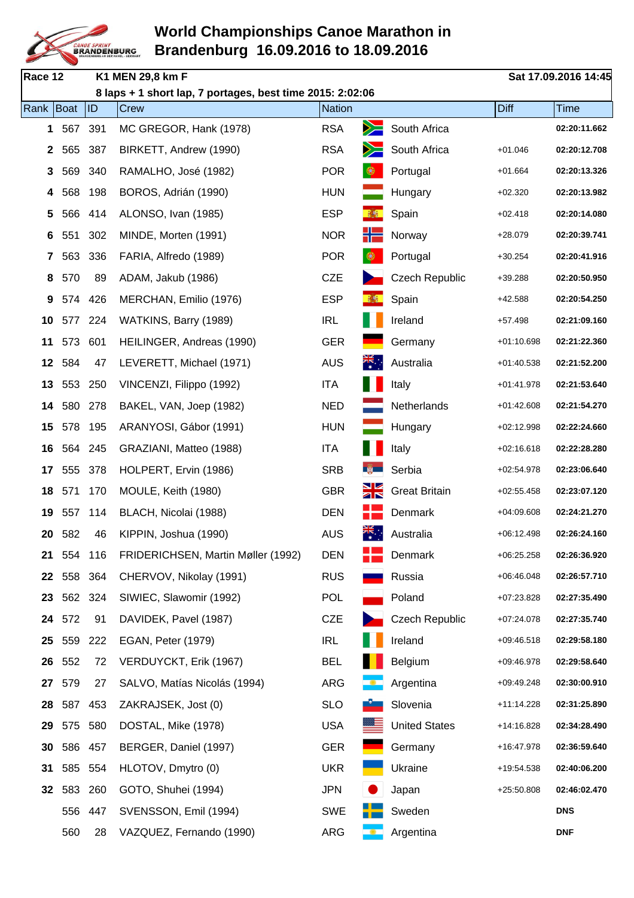# World Championships Canoe Marathon in Brandenburg 16.09.2016 to 18.09.2016

**Race 12** **K1 MEN 29,8 km F** **Sat 17.09.2016 14:45**

**8 laps + 1 short lap, 7 portages, best time 2015: 2:02:06**

| Rank | Boat | ID | Crew | Nation | | Diff | Time |
|---|---|---|---|---|---|---|---|
| 1 | 567 | 391 | MC GREGOR, Hank (1978) | RSA | South Africa | | 02:20:11.662 |
| 2 | 565 | 387 | BIRKETT, Andrew (1990) | RSA | South Africa | +01.046 | 02:20:12.708 |
| 3 | 569 | 340 | RAMALHO, José (1982) | POR | Portugal | +01.664 | 02:20:13.326 |
| 4 | 568 | 198 | BOROS, Adrián (1990) | HUN | Hungary | +02.320 | 02:20:13.982 |
| 5 | 566 | 414 | ALONSO, Ivan (1985) | ESP | Spain | +02.418 | 02:20:14.080 |
| 6 | 551 | 302 | MINDE, Morten (1991) | NOR | Norway | +28.079 | 02:20:39.741 |
| 7 | 563 | 336 | FARIA, Alfredo (1989) | POR | Portugal | +30.254 | 02:20:41.916 |
| 8 | 570 | 89 | ADAM, Jakub (1986) | CZE | Czech Republic | +39.288 | 02:20:50.950 |
| 9 | 574 | 426 | MERCHAN, Emilio (1976) | ESP | Spain | +42.588 | 02:20:54.250 |
| 10 | 577 | 224 | WATKINS, Barry (1989) | IRL | Ireland | +57.498 | 02:21:09.160 |
| 11 | 573 | 601 | HEILINGER, Andreas (1990) | GER | Germany | +01:10.698 | 02:21:22.360 |
| 12 | 584 | 47 | LEVERETT, Michael (1971) | AUS | Australia | +01:40.538 | 02:21:52.200 |
| 13 | 553 | 250 | VINCENZI, Filippo (1992) | ITA | Italy | +01:41.978 | 02:21:53.640 |
| 14 | 580 | 278 | BAKEL, VAN, Joep (1982) | NED | Netherlands | +01:42.608 | 02:21:54.270 |
| 15 | 578 | 195 | ARANYOSI, Gábor (1991) | HUN | Hungary | +02:12.998 | 02:22:24.660 |
| 16 | 564 | 245 | GRAZIANI, Matteo (1988) | ITA | Italy | +02:16.618 | 02:22:28.280 |
| 17 | 555 | 378 | HOLPERT, Ervin (1986) | SRB | Serbia | +02:54.978 | 02:23:06.640 |
| 18 | 571 | 170 | MOULE, Keith (1980) | GBR | Great Britain | +02:55.458 | 02:23:07.120 |
| 19 | 557 | 114 | BLACH, Nicolai (1988) | DEN | Denmark | +04:09.608 | 02:24:21.270 |
| 20 | 582 | 46 | KIPPIN, Joshua (1990) | AUS | Australia | +06:12.498 | 02:26:24.160 |
| 21 | 554 | 116 | FRIDERICHSEN, Martin Møller (1992) | DEN | Denmark | +06:25.258 | 02:26:36.920 |
| 22 | 558 | 364 | CHERVOV, Nikolay (1991) | RUS | Russia | +06:46.048 | 02:26:57.710 |
| 23 | 562 | 324 | SIWIEC, Slawomir (1992) | POL | Poland | +07:23.828 | 02:27:35.490 |
| 24 | 572 | 91 | DAVIDEK, Pavel (1987) | CZE | Czech Republic | +07:24.078 | 02:27:35.740 |
| 25 | 559 | 222 | EGAN, Peter (1979) | IRL | Ireland | +09:46.518 | 02:29:58.180 |
| 26 | 552 | 72 | VERDUYCKT, Erik (1967) | BEL | Belgium | +09:46.978 | 02:29:58.640 |
| 27 | 579 | 27 | SALVO, Matías Nicolás (1994) | ARG | Argentina | +09:49.248 | 02:30:00.910 |
| 28 | 587 | 453 | ZAKRAJSEK, Jost (0) | SLO | Slovenia | +11:14.228 | 02:31:25.890 |
| 29 | 575 | 580 | DOSTAL, Mike (1978) | USA | United States | +14:16.828 | 02:34:28.490 |
| 30 | 586 | 457 | BERGER, Daniel (1997) | GER | Germany | +16:47.978 | 02:36:59.640 |
| 31 | 585 | 554 | HLOTOV, Dmytro (0) | UKR | Ukraine | +19:54.538 | 02:40:06.200 |
| 32 | 583 | 260 | GOTO, Shuhei (1994) | JPN | Japan | +25:50.808 | 02:46:02.470 |
| | 556 | 447 | SVENSSON, Emil (1994) | SWE | Sweden | | DNS |
| | 560 | 28 | VAZQUEZ, Fernando (1990) | ARG | Argentina | | DNF |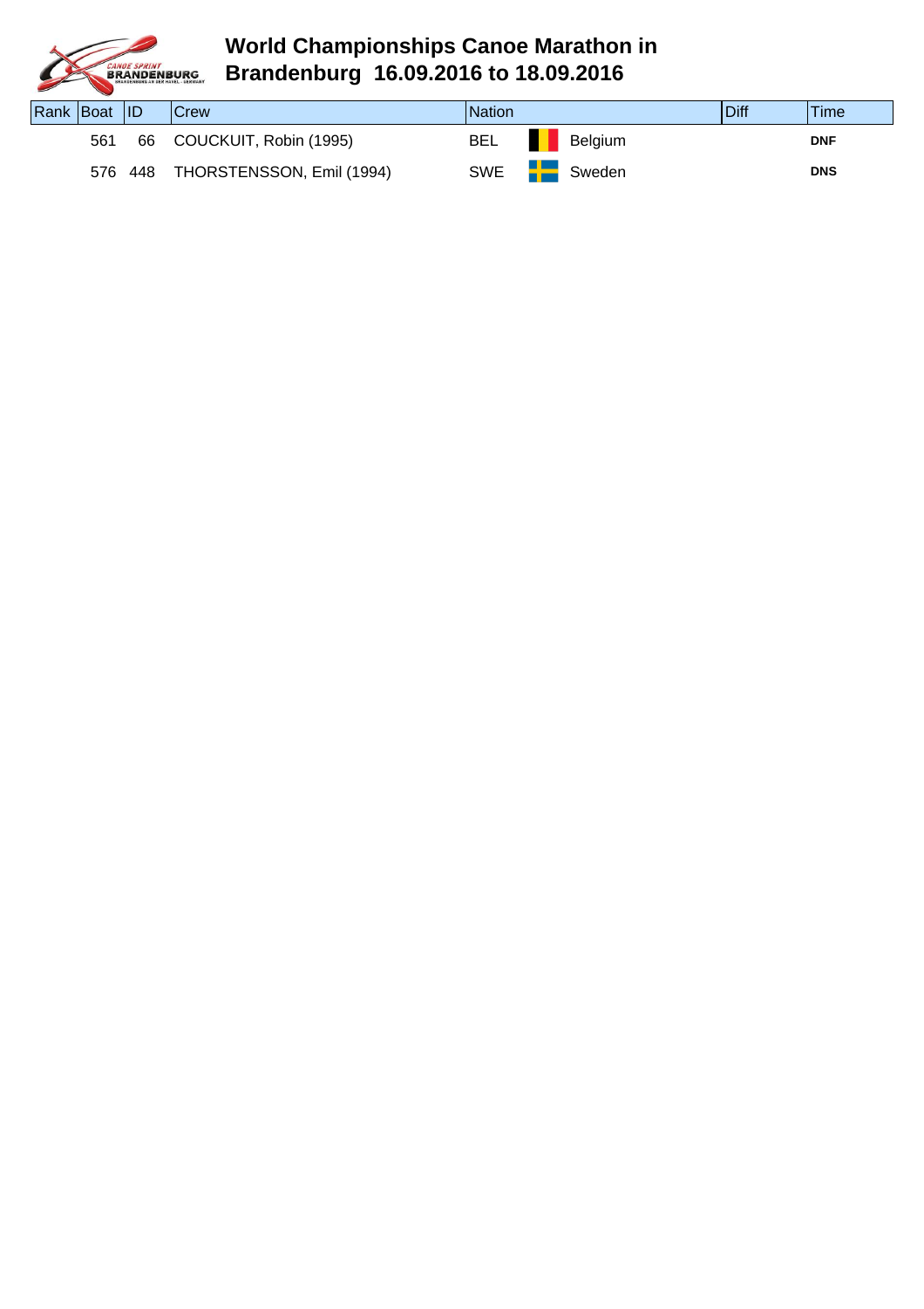# World Championships Canoe Marathon in Brandenburg 16.09.2016 to 18.09.2016

| Rank | Boat | ID | Crew | Nation | | Diff | Time |
|---|---|---|---|---|---|---|---|
| | 561 | 66 | COUCKUIT, Robin (1995) | BEL | Belgium | | DNF |
| | 576 | 448 | THORSTENSSON, Emil (1994) | SWE | Sweden | | DNS |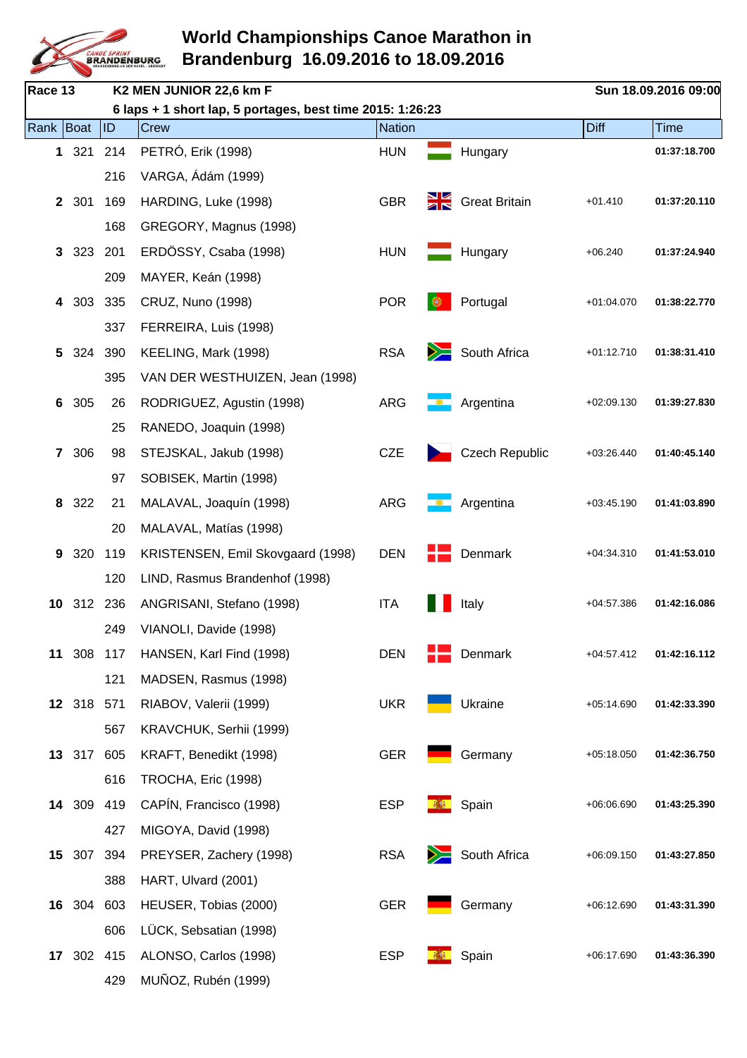# World Championships Canoe Marathon in Brandenburg 16.09.2016 to 18.09.2016

**Race 13** — **K2 MEN JUNIOR 22,6 km F** — **Sun 18.09.2016 09:00**

**6 laps + 1 short lap, 5 portages, best time 2015: 1:26:23**

| Rank | Boat | ID | Crew | Nation | | Diff | Time |
|---|---|---|---|---|---|---|---|
| **1** | 321 | 214 | PETRÓ, Erik (1998) | HUN | Hungary | | **01:37:18.700** |
| | | 216 | VARGA, Ádám (1999) | | | | |
| **2** | 301 | 169 | HARDING, Luke (1998) | GBR | Great Britain | +01.410 | **01:37:20.110** |
| | | 168 | GREGORY, Magnus (1998) | | | | |
| **3** | 323 | 201 | ERDÖSSY, Csaba (1998) | HUN | Hungary | +06.240 | **01:37:24.940** |
| | | 209 | MAYER, Keán (1998) | | | | |
| **4** | 303 | 335 | CRUZ, Nuno (1998) | POR | Portugal | +01:04.070 | **01:38:22.770** |
| | | 337 | FERREIRA, Luis (1998) | | | | |
| **5** | 324 | 390 | KEELING, Mark (1998) | RSA | South Africa | +01:12.710 | **01:38:31.410** |
| | | 395 | VAN DER WESTHUIZEN, Jean (1998) | | | | |
| **6** | 305 | 26 | RODRIGUEZ, Agustin (1998) | ARG | Argentina | +02:09.130 | **01:39:27.830** |
| | | 25 | RANEDO, Joaquin (1998) | | | | |
| **7** | 306 | 98 | STEJSKAL, Jakub (1998) | CZE | Czech Republic | +03:26.440 | **01:40:45.140** |
| | | 97 | SOBISEK, Martin (1998) | | | | |
| **8** | 322 | 21 | MALAVAL, Joaquín (1998) | ARG | Argentina | +03:45.190 | **01:41:03.890** |
| | | 20 | MALAVAL, Matías (1998) | | | | |
| **9** | 320 | 119 | KRISTENSEN, Emil Skovgaard (1998) | DEN | Denmark | +04:34.310 | **01:41:53.010** |
| | | 120 | LIND, Rasmus Brandenhof (1998) | | | | |
| **10** | 312 | 236 | ANGRISANI, Stefano (1998) | ITA | Italy | +04:57.386 | **01:42:16.086** |
| | | 249 | VIANOLI, Davide (1998) | | | | |
| **11** | 308 | 117 | HANSEN, Karl Find (1998) | DEN | Denmark | +04:57.412 | **01:42:16.112** |
| | | 121 | MADSEN, Rasmus (1998) | | | | |
| **12** | 318 | 571 | RIABOV, Valerii (1999) | UKR | Ukraine | +05:14.690 | **01:42:33.390** |
| | | 567 | KRAVCHUK, Serhii (1999) | | | | |
| **13** | 317 | 605 | KRAFT, Benedikt (1998) | GER | Germany | +05:18.050 | **01:42:36.750** |
| | | 616 | TROCHA, Eric (1998) | | | | |
| **14** | 309 | 419 | CAPÍN, Francisco (1998) | ESP | Spain | +06:06.690 | **01:43:25.390** |
| | | 427 | MIGOYA, David (1998) | | | | |
| **15** | 307 | 394 | PREYSER, Zachery (1998) | RSA | South Africa | +06:09.150 | **01:43:27.850** |
| | | 388 | HART, Ulvard (2001) | | | | |
| **16** | 304 | 603 | HEUSER, Tobias (2000) | GER | Germany | +06:12.690 | **01:43:31.390** |
| | | 606 | LÜCK, Sebsatian (1998) | | | | |
| **17** | 302 | 415 | ALONSO, Carlos (1998) | ESP | Spain | +06:17.690 | **01:43:36.390** |
| | | 429 | MUÑOZ, Rubén (1999) | | | | |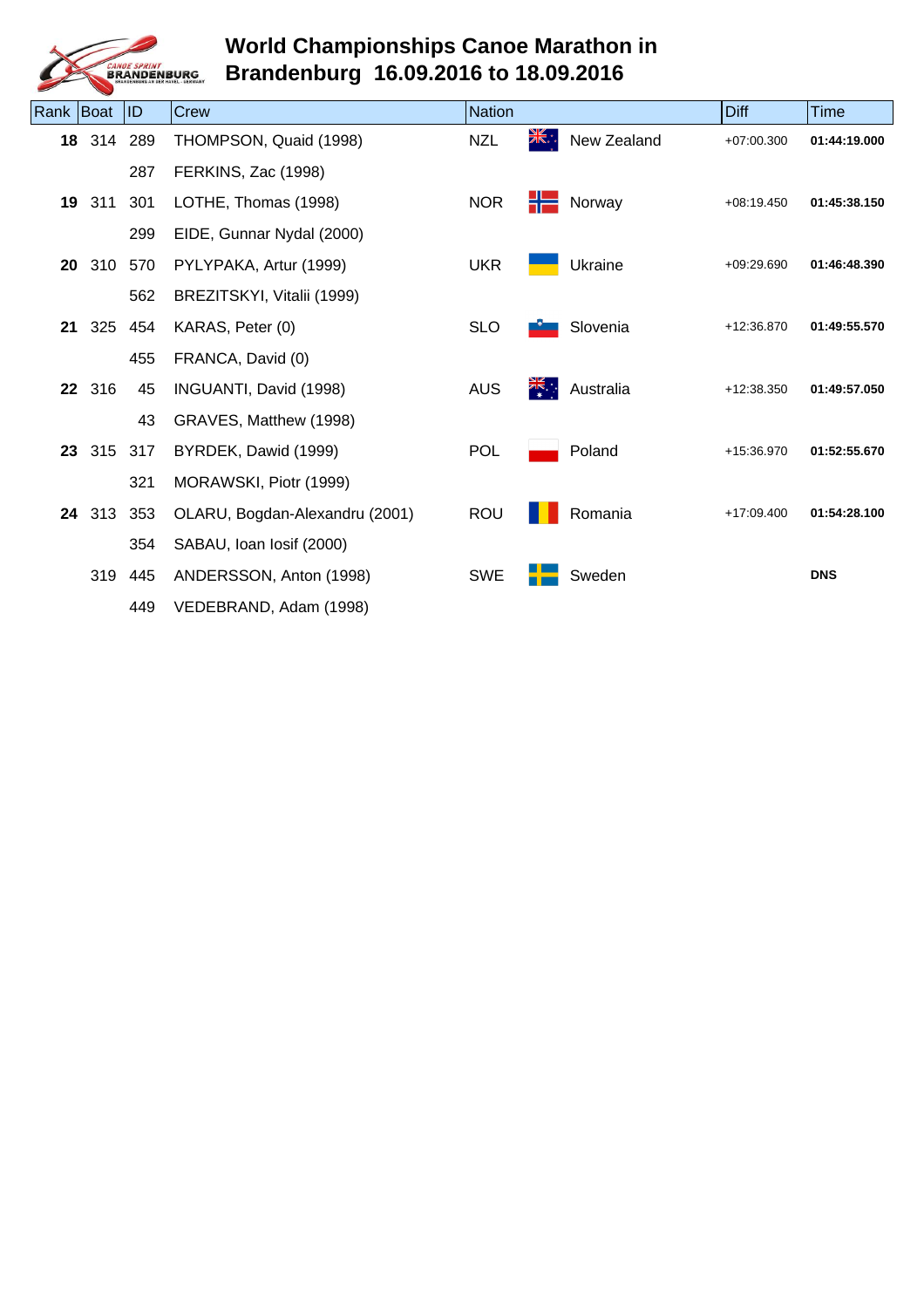# World Championships Canoe Marathon in Brandenburg 16.09.2016 to 18.09.2016

| Rank | Boat | ID | Crew | Nation | | Diff | Time |
|---|---|---|---|---|---|---|---|
| **18** | 314 | 289 | THOMPSON, Quaid (1998) | NZL | New Zealand | +07:00.300 | **01:44:19.000** |
| | | 287 | FERKINS, Zac (1998) | | | | |
| **19** | 311 | 301 | LOTHE, Thomas (1998) | NOR | Norway | +08:19.450 | **01:45:38.150** |
| | | 299 | EIDE, Gunnar Nydal (2000) | | | | |
| **20** | 310 | 570 | PYLYPAKA, Artur (1999) | UKR | Ukraine | +09:29.690 | **01:46:48.390** |
| | | 562 | BREZITSKYI, Vitalii (1999) | | | | |
| **21** | 325 | 454 | KARAS, Peter (0) | SLO | Slovenia | +12:36.870 | **01:49:55.570** |
| | | 455 | FRANCA, David (0) | | | | |
| **22** | 316 | 45 | INGUANTI, David (1998) | AUS | Australia | +12:38.350 | **01:49:57.050** |
| | | 43 | GRAVES, Matthew (1998) | | | | |
| **23** | 315 | 317 | BYRDEK, Dawid (1999) | POL | Poland | +15:36.970 | **01:52:55.670** |
| | | 321 | MORAWSKI, Piotr (1999) | | | | |
| **24** | 313 | 353 | OLARU, Bogdan-Alexandru (2001) | ROU | Romania | +17:09.400 | **01:54:28.100** |
| | | 354 | SABAU, Ioan Iosif (2000) | | | | |
| | 319 | 445 | ANDERSSON, Anton (1998) | SWE | Sweden | | **DNS** |
| | | 449 | VEDEBRAND, Adam (1998) | | | | |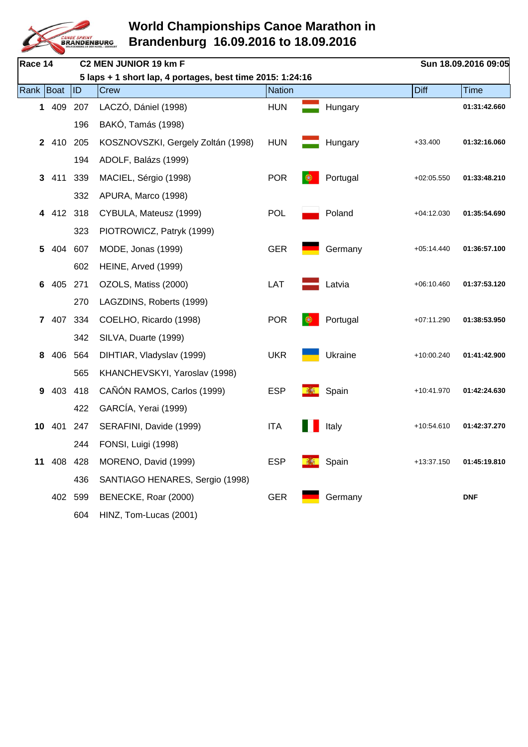# World Championships Canoe Marathon in Brandenburg 16.09.2016 to 18.09.2016

**Race 14** **C2 MEN JUNIOR 19 km F** **Sun 18.09.2016 09:05**

**5 laps + 1 short lap, 4 portages, best time 2015: 1:24:16**

| Rank | Boat | ID | Crew | Nation | | Diff | Time |
|---|---|---|---|---|---|---|---|
| **1** | 409 | 207 | LACZÓ, Dániel (1998) | HUN | Hungary | | **01:31:42.660** |
| | | 196 | BAKÓ, Tamás (1998) | | | | |
| **2** | 410 | 205 | KOSZNOVSZKI, Gergely Zoltán (1998) | HUN | Hungary | +33.400 | **01:32:16.060** |
| | | 194 | ADOLF, Balázs (1999) | | | | |
| **3** | 411 | 339 | MACIEL, Sérgio (1998) | POR | Portugal | +02:05.550 | **01:33:48.210** |
| | | 332 | APURA, Marco (1998) | | | | |
| **4** | 412 | 318 | CYBULA, Mateusz (1999) | POL | Poland | +04:12.030 | **01:35:54.690** |
| | | 323 | PIOTROWICZ, Patryk (1999) | | | | |
| **5** | 404 | 607 | MODE, Jonas (1999) | GER | Germany | +05:14.440 | **01:36:57.100** |
| | | 602 | HEINE, Arved (1999) | | | | |
| **6** | 405 | 271 | OZOLS, Matiss (2000) | LAT | Latvia | +06:10.460 | **01:37:53.120** |
| | | 270 | LAGZDINS, Roberts (1999) | | | | |
| **7** | 407 | 334 | COELHO, Ricardo (1998) | POR | Portugal | +07:11.290 | **01:38:53.950** |
| | | 342 | SILVA, Duarte (1999) | | | | |
| **8** | 406 | 564 | DIHTIAR, Vladyslav (1999) | UKR | Ukraine | +10:00.240 | **01:41:42.900** |
| | | 565 | KHANCHEVSKYI, Yaroslav (1998) | | | | |
| **9** | 403 | 418 | CAÑÓN RAMOS, Carlos (1999) | ESP | Spain | +10:41.970 | **01:42:24.630** |
| | | 422 | GARCÍA, Yerai (1999) | | | | |
| **10** | 401 | 247 | SERAFINI, Davide (1999) | ITA | Italy | +10:54.610 | **01:42:37.270** |
| | | 244 | FONSI, Luigi (1998) | | | | |
| **11** | 408 | 428 | MORENO, David (1999) | ESP | Spain | +13:37.150 | **01:45:19.810** |
| | | 436 | SANTIAGO HENARES, Sergio (1998) | | | | |
| | 402 | 599 | BENECKE, Roar (2000) | GER | Germany | | **DNF** |
| | | 604 | HINZ, Tom-Lucas (2001) | | | | |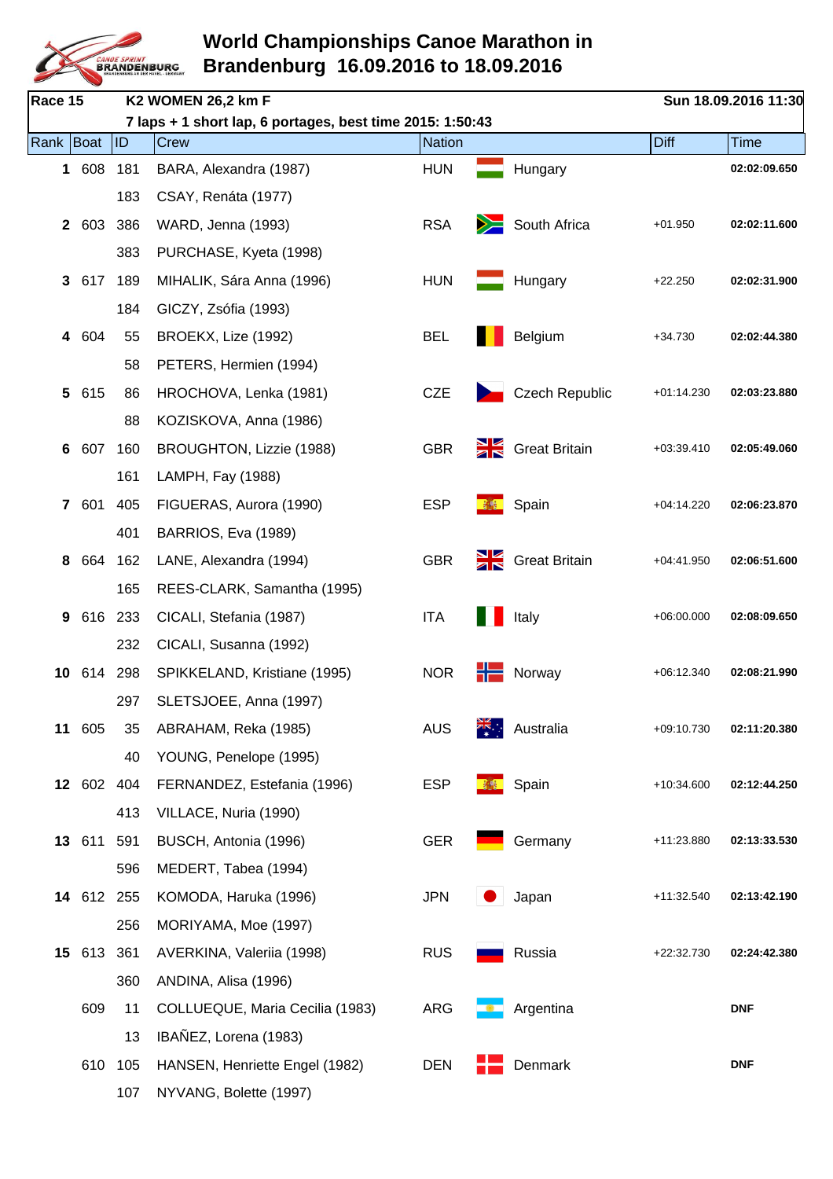# World Championships Canoe Marathon in Brandenburg 16.09.2016 to 18.09.2016

**Race 15** **K2 WOMEN 26,2 km F** **Sun 18.09.2016 11:30**

**7 laps + 1 short lap, 6 portages, best time 2015: 1:50:43**

| Rank | Boat | ID | Crew | Nation | | Diff | Time |
|---|---|---|---|---|---|---|---|
| **1** | 608 | 181 | BARA, Alexandra (1987) | HUN | Hungary | | **02:02:09.650** |
| | | 183 | CSAY, Renáta (1977) | | | | |
| **2** | 603 | 386 | WARD, Jenna (1993) | RSA | South Africa | +01.950 | **02:02:11.600** |
| | | 383 | PURCHASE, Kyeta (1998) | | | | |
| **3** | 617 | 189 | MIHALIK, Sára Anna (1996) | HUN | Hungary | +22.250 | **02:02:31.900** |
| | | 184 | GICZY, Zsófia (1993) | | | | |
| **4** | 604 | 55 | BROEKX, Lize (1992) | BEL | Belgium | +34.730 | **02:02:44.380** |
| | | 58 | PETERS, Hermien (1994) | | | | |
| **5** | 615 | 86 | HROCHOVA, Lenka (1981) | CZE | Czech Republic | +01:14.230 | **02:03:23.880** |
| | | 88 | KOZISKOVA, Anna (1986) | | | | |
| **6** | 607 | 160 | BROUGHTON, Lizzie (1988) | GBR | Great Britain | +03:39.410 | **02:05:49.060** |
| | | 161 | LAMPH, Fay (1988) | | | | |
| **7** | 601 | 405 | FIGUERAS, Aurora (1990) | ESP | Spain | +04:14.220 | **02:06:23.870** |
| | | 401 | BARRIOS, Eva (1989) | | | | |
| **8** | 664 | 162 | LANE, Alexandra (1994) | GBR | Great Britain | +04:41.950 | **02:06:51.600** |
| | | 165 | REES-CLARK, Samantha (1995) | | | | |
| **9** | 616 | 233 | CICALI, Stefania (1987) | ITA | Italy | +06:00.000 | **02:08:09.650** |
| | | 232 | CICALI, Susanna (1992) | | | | |
| **10** | 614 | 298 | SPIKKELAND, Kristiane (1995) | NOR | Norway | +06:12.340 | **02:08:21.990** |
| | | 297 | SLETSJOEE, Anna (1997) | | | | |
| **11** | 605 | 35 | ABRAHAM, Reka (1985) | AUS | Australia | +09:10.730 | **02:11:20.380** |
| | | 40 | YOUNG, Penelope (1995) | | | | |
| **12** | 602 | 404 | FERNANDEZ, Estefania (1996) | ESP | Spain | +10:34.600 | **02:12:44.250** |
| | | 413 | VILLACE, Nuria (1990) | | | | |
| **13** | 611 | 591 | BUSCH, Antonia (1996) | GER | Germany | +11:23.880 | **02:13:33.530** |
| | | 596 | MEDERT, Tabea (1994) | | | | |
| **14** | 612 | 255 | KOMODA, Haruka (1996) | JPN | Japan | +11:32.540 | **02:13:42.190** |
| | | 256 | MORIYAMA, Moe (1997) | | | | |
| **15** | 613 | 361 | AVERKINA, Valeriia (1998) | RUS | Russia | +22:32.730 | **02:24:42.380** |
| | | 360 | ANDINA, Alisa (1996) | | | | |
| | 609 | 11 | COLLUEQUE, Maria Cecilia (1983) | ARG | Argentina | | **DNF** |
| | | 13 | IBAÑEZ, Lorena (1983) | | | | |
| | 610 | 105 | HANSEN, Henriette Engel (1982) | DEN | Denmark | | **DNF** |
| | | 107 | NYVANG, Bolette (1997) | | | | |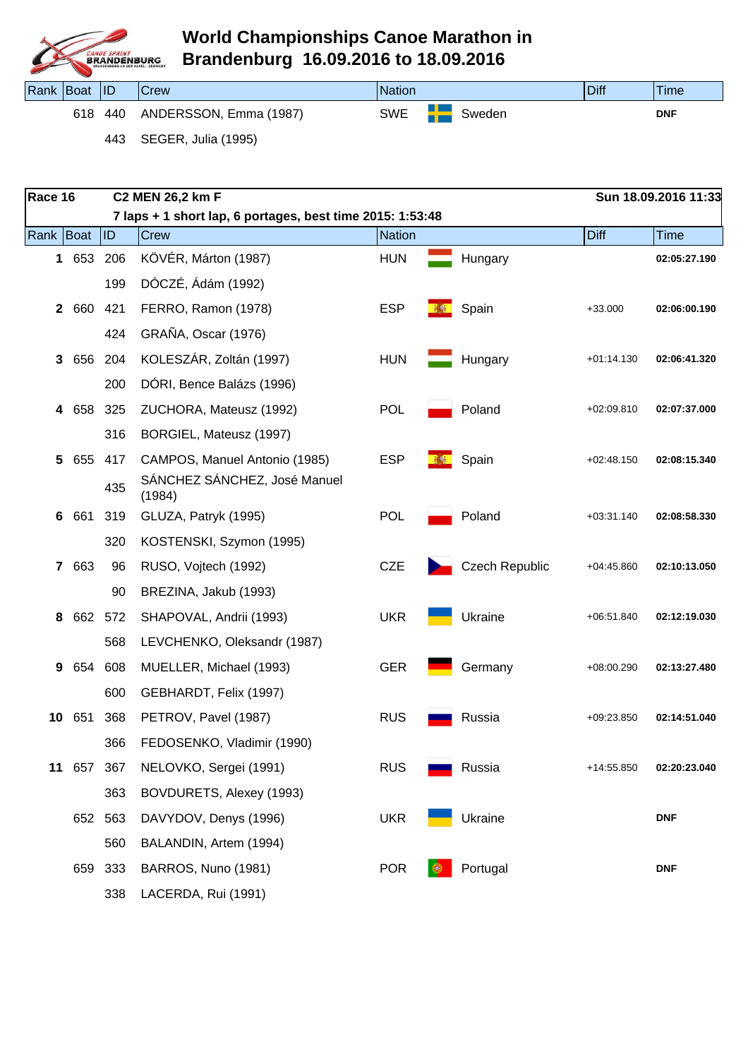# World Championships Canoe Marathon in Brandenburg 16.09.2016 to 18.09.2016

| Rank | Boat | ID | Crew | Nation | | Diff | Time |
|---|---|---|---|---|---|---|---|
| | 618 | 440 | ANDERSSON, Emma (1987) | SWE | Sweden | | DNF |
| | | 443 | SEGER, Julia (1995) | | | | |

**Race 16** — **C2 MEN 26,2 km F** — **Sun 18.09.2016 11:33**

**7 laps + 1 short lap, 6 portages, best time 2015: 1:53:48**

| Rank | Boat | ID | Crew | Nation | | Diff | Time |
|---|---|---|---|---|---|---|---|
| **1** | 653 | 206 | KÖVÉR, Márton (1987) | HUN | Hungary | | **02:05:27.190** |
| | | 199 | DÓCZÉ, Ádám (1992) | | | | |
| **2** | 660 | 421 | FERRO, Ramon (1978) | ESP | Spain | +33.000 | **02:06:00.190** |
| | | 424 | GRAÑA, Oscar (1976) | | | | |
| **3** | 656 | 204 | KOLESZÁR, Zoltán (1997) | HUN | Hungary | +01:14.130 | **02:06:41.320** |
| | | 200 | DÓRI, Bence Balázs (1996) | | | | |
| **4** | 658 | 325 | ZUCHORA, Mateusz (1992) | POL | Poland | +02:09.810 | **02:07:37.000** |
| | | 316 | BORGIEL, Mateusz (1997) | | | | |
| **5** | 655 | 417 | CAMPOS, Manuel Antonio (1985) | ESP | Spain | +02:48.150 | **02:08:15.340** |
| | | 435 | SÁNCHEZ SÁNCHEZ, José Manuel (1984) | | | | |
| **6** | 661 | 319 | GLUZA, Patryk (1995) | POL | Poland | +03:31.140 | **02:08:58.330** |
| | | 320 | KOSTENSKI, Szymon (1995) | | | | |
| **7** | 663 | 96 | RUSO, Vojtech (1992) | CZE | Czech Republic | +04:45.860 | **02:10:13.050** |
| | | 90 | BREZINA, Jakub (1993) | | | | |
| **8** | 662 | 572 | SHAPOVAL, Andrii (1993) | UKR | Ukraine | +06:51.840 | **02:12:19.030** |
| | | 568 | LEVCHENKO, Oleksandr (1987) | | | | |
| **9** | 654 | 608 | MUELLER, Michael (1993) | GER | Germany | +08:00.290 | **02:13:27.480** |
| | | 600 | GEBHARDT, Felix (1997) | | | | |
| **10** | 651 | 368 | PETROV, Pavel (1987) | RUS | Russia | +09:23.850 | **02:14:51.040** |
| | | 366 | FEDOSENKO, Vladimir (1990) | | | | |
| **11** | 657 | 367 | NELOVKO, Sergei (1991) | RUS | Russia | +14:55.850 | **02:20:23.040** |
| | | 363 | BOVDURETS, Alexey (1993) | | | | |
| | 652 | 563 | DAVYDOV, Denys (1996) | UKR | Ukraine | | **DNF** |
| | | 560 | BALANDIN, Artem (1994) | | | | |
| | 659 | 333 | BARROS, Nuno (1981) | POR | Portugal | | **DNF** |
| | | 338 | LACERDA, Rui (1991) | | | | |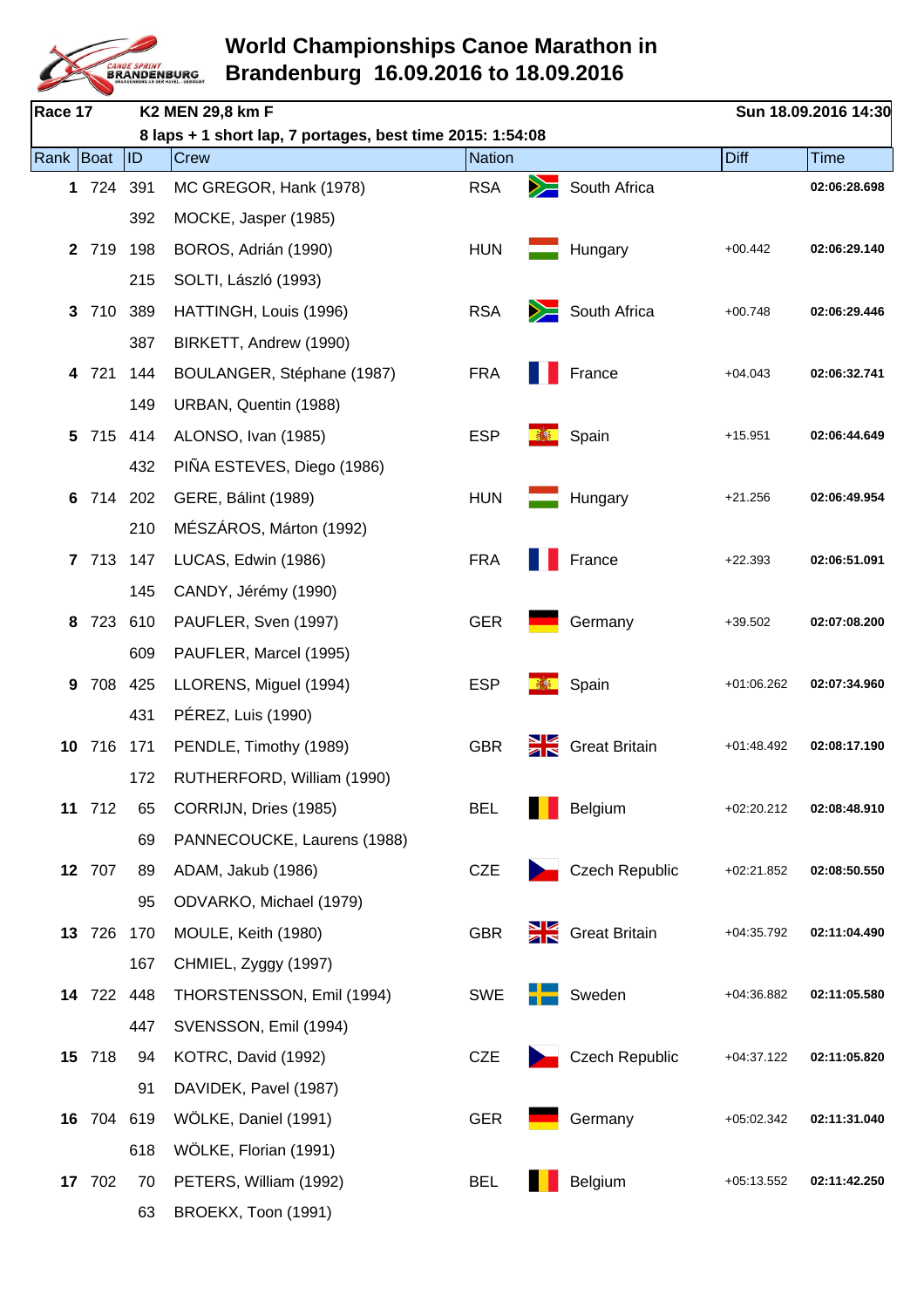# World Championships Canoe Marathon in Brandenburg 16.09.2016 to 18.09.2016

**Race 17** **K2 MEN 29,8 km F** **Sun 18.09.2016 14:30**

**8 laps + 1 short lap, 7 portages, best time 2015: 1:54:08**

| Rank | Boat | ID | Crew | Nation | | Diff | Time |
|---|---|---|---|---|---|---|---|
| **1** | 724 | 391 | MC GREGOR, Hank (1978) | RSA | South Africa | | **02:06:28.698** |
| | | 392 | MOCKE, Jasper (1985) | | | | |
| **2** | 719 | 198 | BOROS, Adrián (1990) | HUN | Hungary | +00.442 | **02:06:29.140** |
| | | 215 | SOLTI, László (1993) | | | | |
| **3** | 710 | 389 | HATTINGH, Louis (1996) | RSA | South Africa | +00.748 | **02:06:29.446** |
| | | 387 | BIRKETT, Andrew (1990) | | | | |
| **4** | 721 | 144 | BOULANGER, Stéphane (1987) | FRA | France | +04.043 | **02:06:32.741** |
| | | 149 | URBAN, Quentin (1988) | | | | |
| **5** | 715 | 414 | ALONSO, Ivan (1985) | ESP | Spain | +15.951 | **02:06:44.649** |
| | | 432 | PIÑA ESTEVES, Diego (1986) | | | | |
| **6** | 714 | 202 | GERE, Bálint (1989) | HUN | Hungary | +21.256 | **02:06:49.954** |
| | | 210 | MÉSZÁROS, Márton (1992) | | | | |
| **7** | 713 | 147 | LUCAS, Edwin (1986) | FRA | France | +22.393 | **02:06:51.091** |
| | | 145 | CANDY, Jérémy (1990) | | | | |
| **8** | 723 | 610 | PAUFLER, Sven (1997) | GER | Germany | +39.502 | **02:07:08.200** |
| | | 609 | PAUFLER, Marcel (1995) | | | | |
| **9** | 708 | 425 | LLORENS, Miguel (1994) | ESP | Spain | +01:06.262 | **02:07:34.960** |
| | | 431 | PÉREZ, Luis (1990) | | | | |
| **10** | 716 | 171 | PENDLE, Timothy (1989) | GBR | Great Britain | +01:48.492 | **02:08:17.190** |
| | | 172 | RUTHERFORD, William (1990) | | | | |
| **11** | 712 | 65 | CORRIJN, Dries (1985) | BEL | Belgium | +02:20.212 | **02:08:48.910** |
| | | 69 | PANNECOUCKE, Laurens (1988) | | | | |
| **12** | 707 | 89 | ADAM, Jakub (1986) | CZE | Czech Republic | +02:21.852 | **02:08:50.550** |
| | | 95 | ODVARKO, Michael (1979) | | | | |
| **13** | 726 | 170 | MOULE, Keith (1980) | GBR | Great Britain | +04:35.792 | **02:11:04.490** |
| | | 167 | CHMIEL, Zyggy (1997) | | | | |
| **14** | 722 | 448 | THORSTENSSON, Emil (1994) | SWE | Sweden | +04:36.882 | **02:11:05.580** |
| | | 447 | SVENSSON, Emil (1994) | | | | |
| **15** | 718 | 94 | KOTRC, David (1992) | CZE | Czech Republic | +04:37.122 | **02:11:05.820** |
| | | 91 | DAVIDEK, Pavel (1987) | | | | |
| **16** | 704 | 619 | WÖLKE, Daniel (1991) | GER | Germany | +05:02.342 | **02:11:31.040** |
| | | 618 | WÖLKE, Florian (1991) | | | | |
| **17** | 702 | 70 | PETERS, William (1992) | BEL | Belgium | +05:13.552 | **02:11:42.250** |
| | | 63 | BROEKX, Toon (1991) | | | | |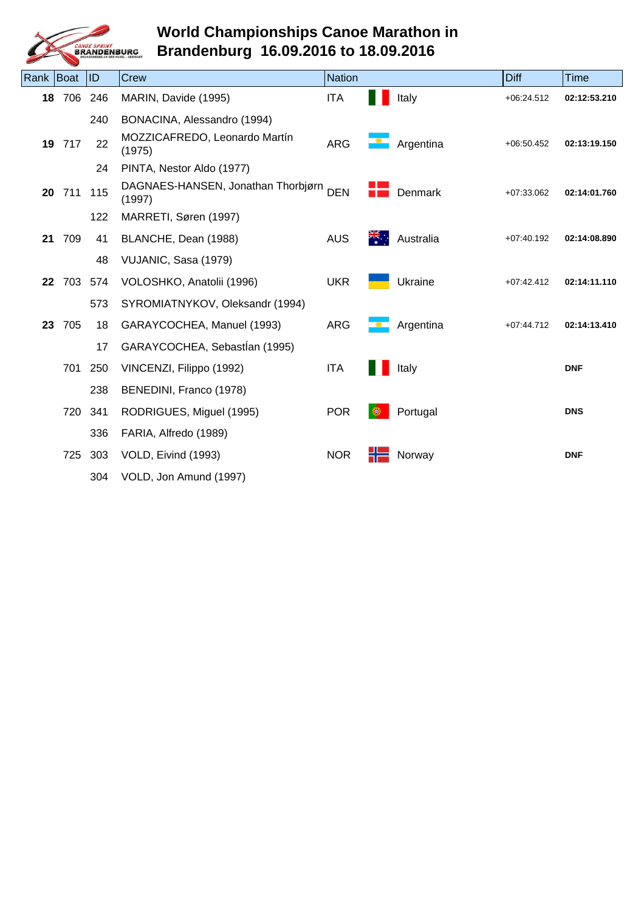# World Championships Canoe Marathon in Brandenburg 16.09.2016 to 18.09.2016

| Rank | Boat | ID | Crew | Nation | | Diff | Time |
|---|---|---|---|---|---|---|---|
| **18** | 706 | 246 | MARIN, Davide (1995) | ITA | Italy | +06:24.512 | **02:12:53.210** |
| | | 240 | BONACINA, Alessandro (1994) | | | | |
| **19** | 717 | 22 | MOZZICAFREDO, Leonardo Martín (1975) | ARG | Argentina | +06:50.452 | **02:13:19.150** |
| | | 24 | PINTA, Nestor Aldo (1977) | | | | |
| **20** | 711 | 115 | DAGNAES-HANSEN, Jonathan Thorbjørn (1997) | DEN | Denmark | +07:33.062 | **02:14:01.760** |
| | | 122 | MARRETI, Søren (1997) | | | | |
| **21** | 709 | 41 | BLANCHE, Dean (1988) | AUS | Australia | +07:40.192 | **02:14:08.890** |
| | | 48 | VUJANIC, Sasa (1979) | | | | |
| **22** | 703 | 574 | VOLOSHKO, Anatolii (1996) | UKR | Ukraine | +07:42.412 | **02:14:11.110** |
| | | 573 | SYROMIATNYKOV, Oleksandr (1994) | | | | |
| **23** | 705 | 18 | GARAYCOCHEA, Manuel (1993) | ARG | Argentina | +07:44.712 | **02:14:13.410** |
| | | 17 | GARAYCOCHEA, SebastÍan (1995) | | | | |
| | 701 | 250 | VINCENZI, Filippo (1992) | ITA | Italy | | **DNF** |
| | | 238 | BENEDINI, Franco (1978) | | | | |
| | 720 | 341 | RODRIGUES, Miguel (1995) | POR | Portugal | | **DNS** |
| | | 336 | FARIA, Alfredo (1989) | | | | |
| | 725 | 303 | VOLD, Eivind (1993) | NOR | Norway | | **DNF** |
| | | 304 | VOLD, Jon Amund (1997) | | | | |